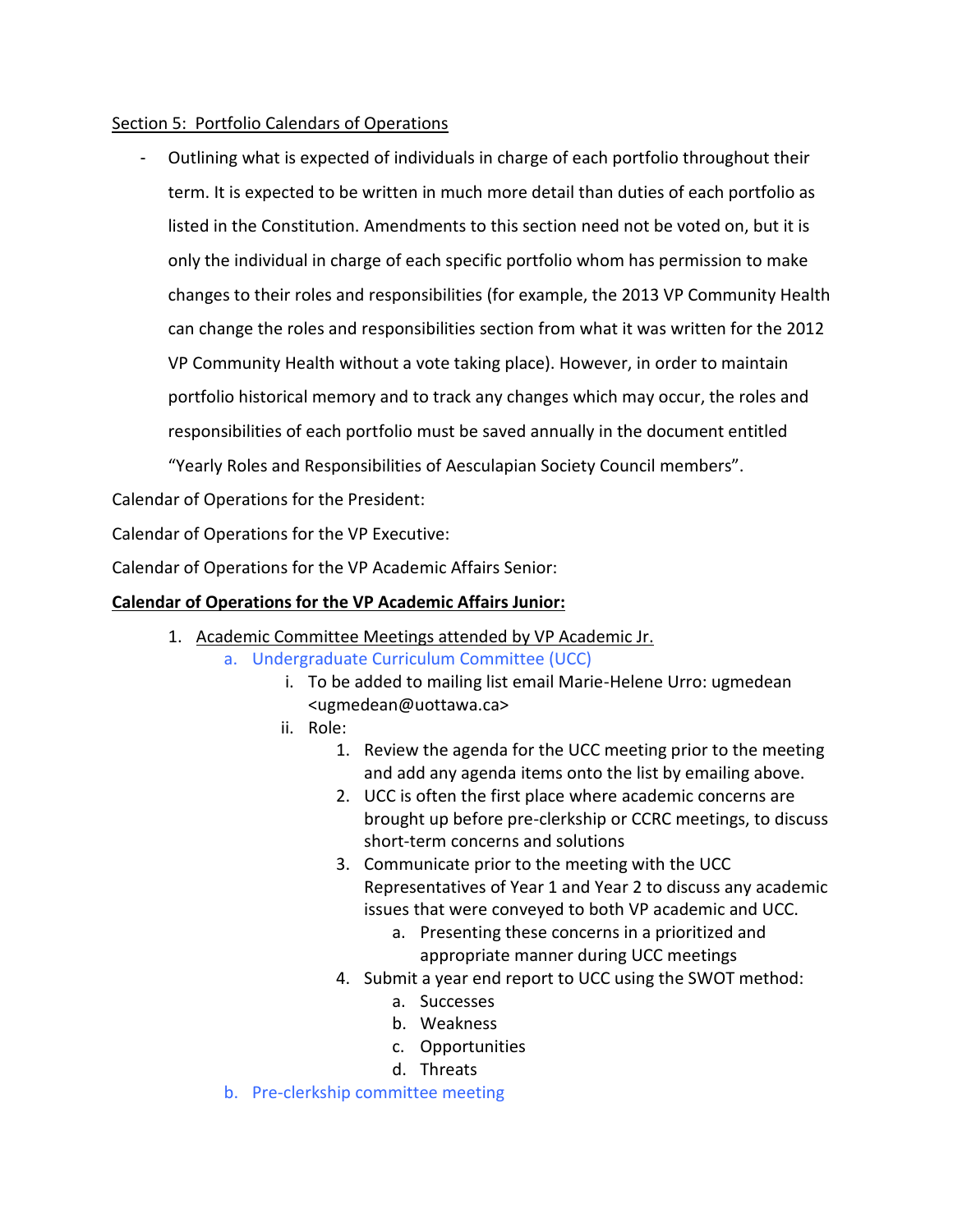Section 5: Portfolio Calendars of Operations

- Outlining what is expected of individuals in charge of each portfolio throughout their term. It is expected to be written in much more detail than duties of each portfolio as listed in the Constitution. Amendments to this section need not be voted on, but it is only the individual in charge of each specific portfolio whom has permission to make changes to their roles and responsibilities (for example, the 2013 VP Community Health can change the roles and responsibilities section from what it was written for the 2012 VP Community Health without a vote taking place). However, in order to maintain portfolio historical memory and to track any changes which may occur, the roles and responsibilities of each portfolio must be saved annually in the document entitled "Yearly Roles and Responsibilities of Aesculapian Society Council members".

Calendar of Operations for the President:

Calendar of Operations for the VP Executive:

Calendar of Operations for the VP Academic Affairs Senior:

**Calendar of Operations for the VP Academic Affairs Junior:**

1. Academic Committee Meetings attended by VP Academic Jr.
    a. Undergraduate Curriculum Committee (UCC)
        i. To be added to mailing list email Marie-Helene Urro: ugmedean <ugmedean@uottawa.ca>
        ii. Role:
            1. Review the agenda for the UCC meeting prior to the meeting and add any agenda items onto the list by emailing above.
            2. UCC is often the first place where academic concerns are brought up before pre-clerkship or CCRC meetings, to discuss short-term concerns and solutions
            3. Communicate prior to the meeting with the UCC Representatives of Year 1 and Year 2 to discuss any academic issues that were conveyed to both VP academic and UCC.
                a. Presenting these concerns in a prioritized and appropriate manner during UCC meetings
            4. Submit a year end report to UCC using the SWOT method:
                a. Successes
                b. Weakness
                c. Opportunities
                d. Threats
    b. Pre-clerkship committee meeting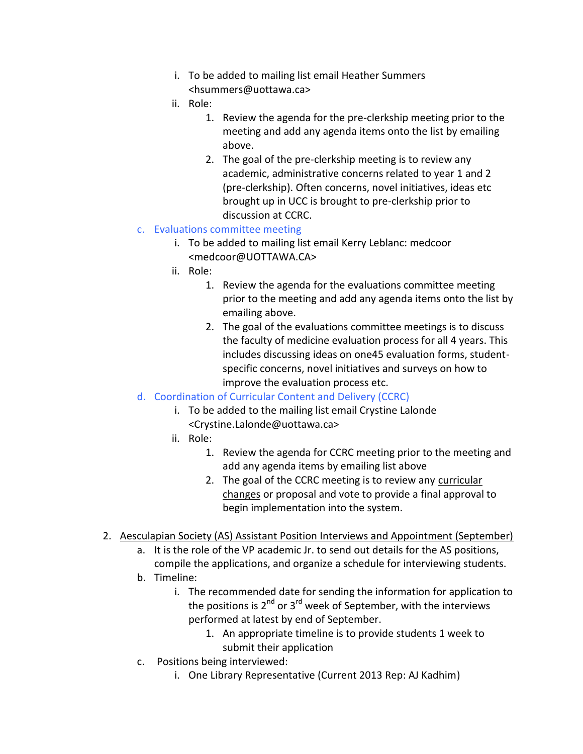i. To be added to mailing list email Heather Summers <hsummers@uottawa.ca>
      ii. Role:
         1. Review the agenda for the pre-clerkship meeting prior to the meeting and add any agenda items onto the list by emailing above.
         2. The goal of the pre-clerkship meeting is to review any academic, administrative concerns related to year 1 and 2 (pre-clerkship). Often concerns, novel initiatives, ideas etc brought up in UCC is brought to pre-clerkship prior to discussion at CCRC.

   c. Evaluations committee meeting
      i. To be added to mailing list email Kerry Leblanc: medcoor <medcoor@UOTTAWA.CA>
      ii. Role:
         1. Review the agenda for the evaluations committee meeting prior to the meeting and add any agenda items onto the list by emailing above.
         2. The goal of the evaluations committee meetings is to discuss the faculty of medicine evaluation process for all 4 years. This includes discussing ideas on one45 evaluation forms, student-specific concerns, novel initiatives and surveys on how to improve the evaluation process etc.

   d. Coordination of Curricular Content and Delivery (CCRC)
      i. To be added to the mailing list email Crystine Lalonde <Crystine.Lalonde@uottawa.ca>
      ii. Role:
         1. Review the agenda for CCRC meeting prior to the meeting and add any agenda items by emailing list above
         2. The goal of the CCRC meeting is to review any <u>curricular changes</u> or proposal and vote to provide a final approval to begin implementation into the system.

2. <u>Aesculapian Society (AS) Assistant Position Interviews and Appointment (September)</u>
   a. It is the role of the VP academic Jr. to send out details for the AS positions, compile the applications, and organize a schedule for interviewing students.
   b. Timeline:
      i. The recommended date for sending the information for application to the positions is 2nd or 3rd week of September, with the interviews performed at latest by end of September.
         1. An appropriate timeline is to provide students 1 week to submit their application
   c. Positions being interviewed:
      i. One Library Representative (Current 2013 Rep: AJ Kadhim)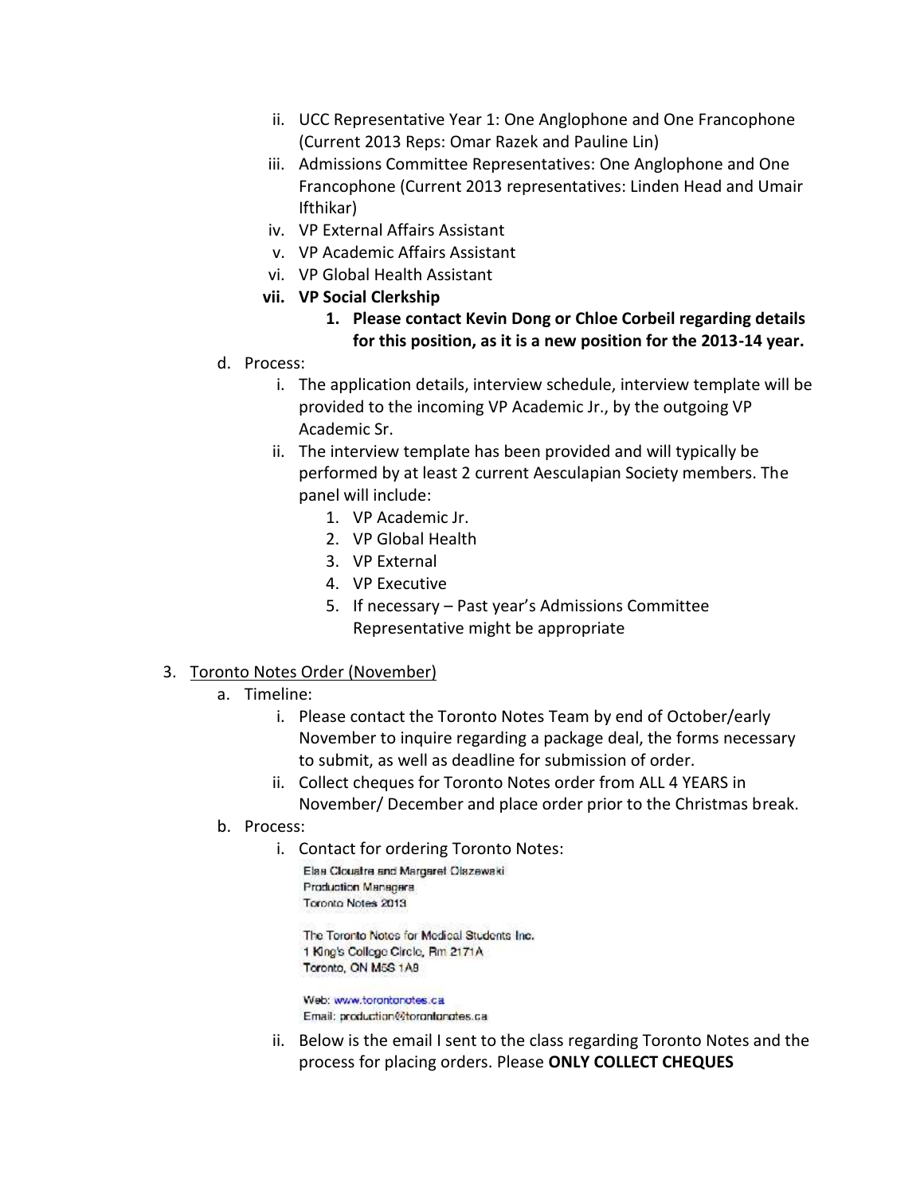ii. UCC Representative Year 1: One Anglophone and One Francophone (Current 2013 Reps: Omar Razek and Pauline Lin)

iii. Admissions Committee Representatives: One Anglophone and One Francophone (Current 2013 representatives: Linden Head and Umair Ifthikar)

iv. VP External Affairs Assistant

v. VP Academic Affairs Assistant

vi. VP Global Health Assistant

**vii. VP Social Clerkship**

1. **Please contact Kevin Dong or Chloe Corbeil regarding details for this position, as it is a new position for the 2013-14 year.**

d. Process:

i. The application details, interview schedule, interview template will be provided to the incoming VP Academic Jr., by the outgoing VP Academic Sr.

ii. The interview template has been provided and will typically be performed by at least 2 current Aesculapian Society members. The panel will include:

1. VP Academic Jr.
2. VP Global Health
3. VP External
4. VP Executive
5. If necessary – Past year's Admissions Committee Representative might be appropriate

3. Toronto Notes Order (November)

a. Timeline:

i. Please contact the Toronto Notes Team by end of October/early November to inquire regarding a package deal, the forms necessary to submit, as well as deadline for submission of order.

ii. Collect cheques for Toronto Notes order from ALL 4 YEARS in November/ December and place order prior to the Christmas break.

b. Process:

i. Contact for ordering Toronto Notes:

Elsa Cloutre and Margaret Olszewski
Production Managers
Toronto Notes 2013

The Toronto Notes for Medical Students Inc.
1 King's College Circle, Rm 2171A
Toronto, ON M5S 1A8

Web: www.torontonotes.ca
Email: production@torontonotes.ca

ii. Below is the email I sent to the class regarding Toronto Notes and the process for placing orders. Please **ONLY COLLECT CHEQUES**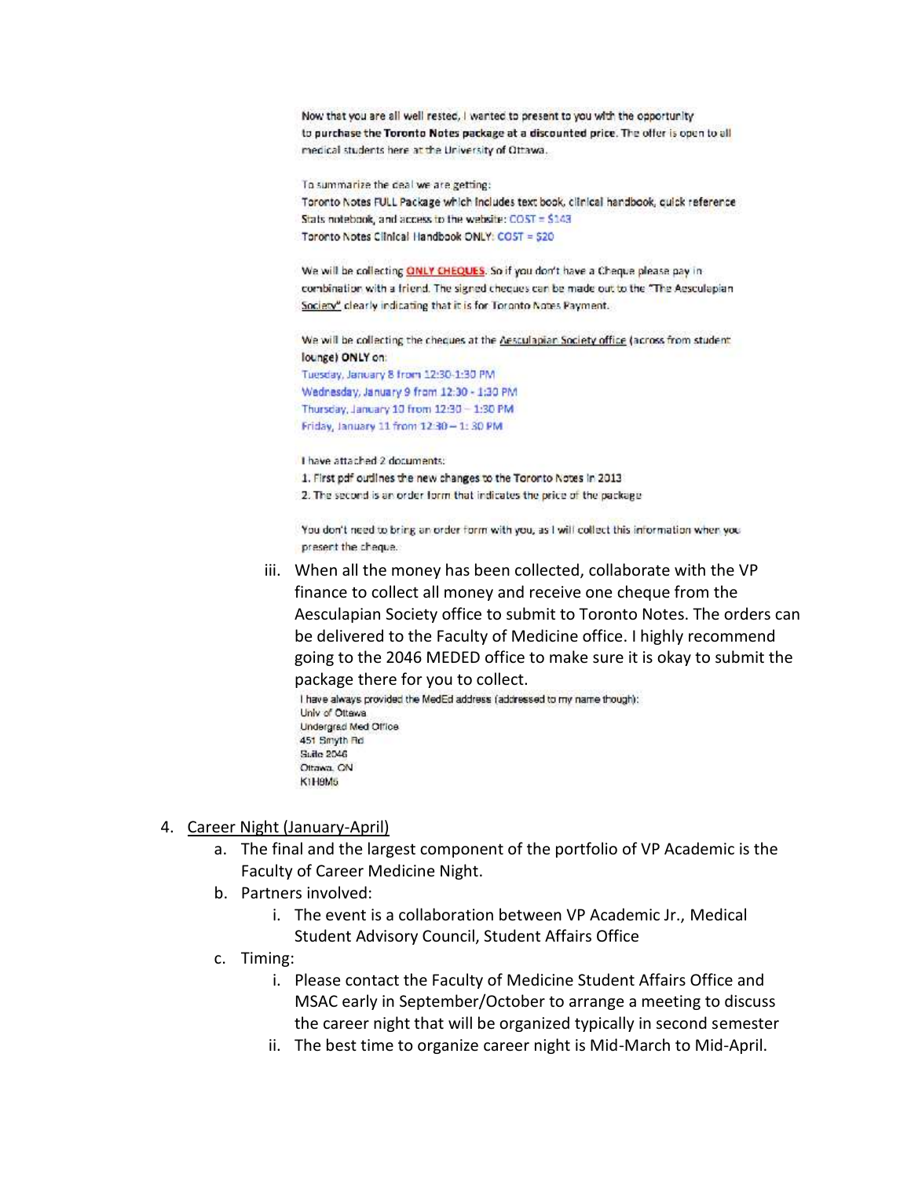Now that you are all well rested, I wanted to present to you with the opportunity to purchase the **Toronto Notes package at a discounted price**. The offer is open to all medical students here at the University of Ottawa.

To summarize the deal we are getting:
Toronto Notes FULL Package which includes text book, clinical handbook, quick reference Stats notebook, and access to the website: COST = $143
Toronto Notes Clinical Handbook ONLY: COST = $20

We will be collecting **ONLY CHEQUES**. So if you don't have a Cheque please pay in combination with a friend. The signed cheques can be made out to the "The Aesculapian Society" clearly indicating that it is for Toronto Notes Payment.

We will be collecting the cheques at the Aesculapian Society office (across from student lounge) **ONLY** on:
Tuesday, January 8 from 12:30-1:30 PM
Wednesday, January 9 from 12:30 - 1:30 PM
Thursday, January 10 from 12:30 – 1:30 PM
Friday, January 11 from 12:30 – 1: 30 PM

I have attached 2 documents:
1. First pdf outlines the new changes to the Toronto Notes in 2013
2. The second is an order form that indicates the price of the package

You don't need to bring an order form with you, as I will collect this information when you present the cheque.

iii. When all the money has been collected, collaborate with the VP finance to collect all money and receive one cheque from the Aesculapian Society office to submit to Toronto Notes. The orders can be delivered to the Faculty of Medicine office. I highly recommend going to the 2046 MEDED office to make sure it is okay to submit the package there for you to collect.

I have always provided the MedEd address (addressed to my name though):
Univ of Ottawa
Undergrad Med Office
451 Smyth Rd
Suite 2046
Ottawa, ON
K1H8M5

4. Career Night (January-April)
   a. The final and the largest component of the portfolio of VP Academic is the Faculty of Career Medicine Night.
   b. Partners involved:
      i. The event is a collaboration between VP Academic Jr., Medical Student Advisory Council, Student Affairs Office
   c. Timing:
      i. Please contact the Faculty of Medicine Student Affairs Office and MSAC early in September/October to arrange a meeting to discuss the career night that will be organized typically in second semester
      ii. The best time to organize career night is Mid-March to Mid-April.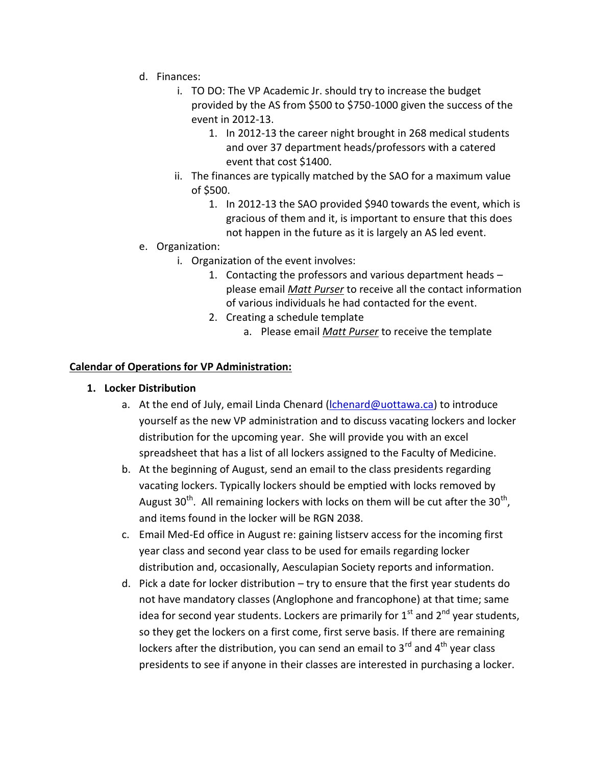d. Finances:
   i. TO DO: The VP Academic Jr. should try to increase the budget provided by the AS from $500 to $750-1000 given the success of the event in 2012-13.
      1. In 2012-13 the career night brought in 268 medical students and over 37 department heads/professors with a catered event that cost $1400.
   ii. The finances are typically matched by the SAO for a maximum value of $500.
      1. In 2012-13 the SAO provided $940 towards the event, which is gracious of them and it, is important to ensure that this does not happen in the future as it is largely an AS led event.

e. Organization:
   i. Organization of the event involves:
      1. Contacting the professors and various department heads – please email ***Matt Purser*** to receive all the contact information of various individuals he had contacted for the event.
      2. Creating a schedule template
         a. Please email ***Matt Purser*** to receive the template

**Calendar of Operations for VP Administration:**

1. **Locker Distribution**
   a. At the end of July, email Linda Chenard (lchenard@uottawa.ca) to introduce yourself as the new VP administration and to discuss vacating lockers and locker distribution for the upcoming year. She will provide you with an excel spreadsheet that has a list of all lockers assigned to the Faculty of Medicine.
   b. At the beginning of August, send an email to the class presidents regarding vacating lockers. Typically lockers should be emptied with locks removed by August 30th. All remaining lockers with locks on them will be cut after the 30th, and items found in the locker will be RGN 2038.
   c. Email Med-Ed office in August re: gaining listserv access for the incoming first year class and second year class to be used for emails regarding locker distribution and, occasionally, Aesculapian Society reports and information.
   d. Pick a date for locker distribution – try to ensure that the first year students do not have mandatory classes (Anglophone and francophone) at that time; same idea for second year students. Lockers are primarily for 1st and 2nd year students, so they get the lockers on a first come, first serve basis. If there are remaining lockers after the distribution, you can send an email to 3rd and 4th year class presidents to see if anyone in their classes are interested in purchasing a locker.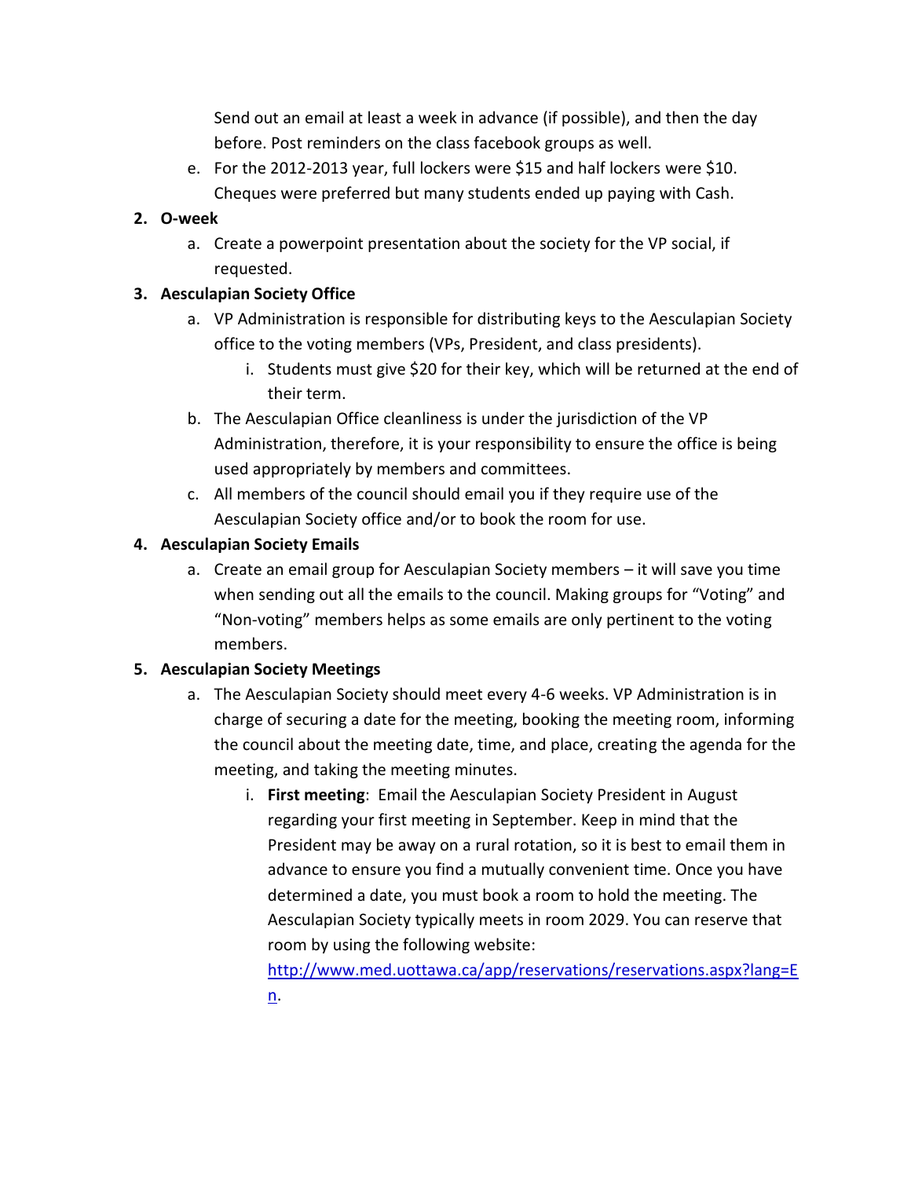Send out an email at least a week in advance (if possible), and then the day before. Post reminders on the class facebook groups as well.

   e. For the 2012-2013 year, full lockers were $15 and half lockers were $10. Cheques were preferred but many students ended up paying with Cash.

2. **O-week**
   a. Create a powerpoint presentation about the society for the VP social, if requested.
3. **Aesculapian Society Office**
   a. VP Administration is responsible for distributing keys to the Aesculapian Society office to the voting members (VPs, President, and class presidents).
      i. Students must give $20 for their key, which will be returned at the end of their term.
   b. The Aesculapian Office cleanliness is under the jurisdiction of the VP Administration, therefore, it is your responsibility to ensure the office is being used appropriately by members and committees.
   c. All members of the council should email you if they require use of the Aesculapian Society office and/or to book the room for use.
4. **Aesculapian Society Emails**
   a. Create an email group for Aesculapian Society members – it will save you time when sending out all the emails to the council. Making groups for "Voting" and "Non-voting" members helps as some emails are only pertinent to the voting members.
5. **Aesculapian Society Meetings**
   a. The Aesculapian Society should meet every 4-6 weeks. VP Administration is in charge of securing a date for the meeting, booking the meeting room, informing the council about the meeting date, time, and place, creating the agenda for the meeting, and taking the meeting minutes.
      i. **First meeting**: Email the Aesculapian Society President in August regarding your first meeting in September. Keep in mind that the President may be away on a rural rotation, so it is best to email them in advance to ensure you find a mutually convenient time. Once you have determined a date, you must book a room to hold the meeting. The Aesculapian Society typically meets in room 2029. You can reserve that room by using the following website: http://www.med.uottawa.ca/app/reservations/reservations.aspx?lang=En.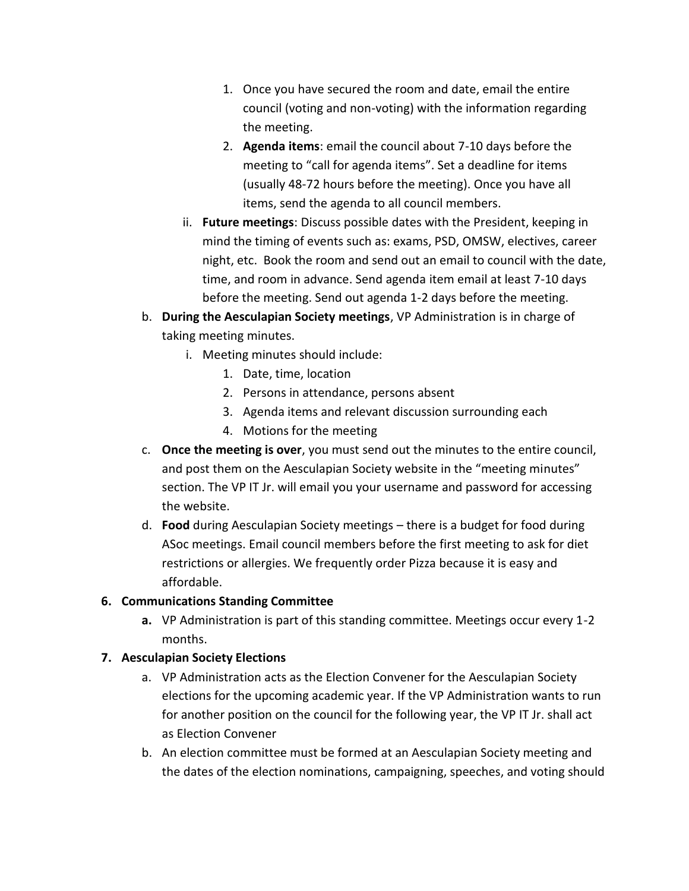1. Once you have secured the room and date, email the entire council (voting and non-voting) with the information regarding the meeting.
2. **Agenda items**: email the council about 7-10 days before the meeting to "call for agenda items". Set a deadline for items (usually 48-72 hours before the meeting). Once you have all items, send the agenda to all council members.

ii. **Future meetings**: Discuss possible dates with the President, keeping in mind the timing of events such as: exams, PSD, OMSW, electives, career night, etc. Book the room and send out an email to council with the date, time, and room in advance. Send agenda item email at least 7-10 days before the meeting. Send out agenda 1-2 days before the meeting.

b. **During the Aesculapian Society meetings**, VP Administration is in charge of taking meeting minutes.

i. Meeting minutes should include:
1. Date, time, location
2. Persons in attendance, persons absent
3. Agenda items and relevant discussion surrounding each
4. Motions for the meeting

c. **Once the meeting is over**, you must send out the minutes to the entire council, and post them on the Aesculapian Society website in the "meeting minutes" section. The VP IT Jr. will email you your username and password for accessing the website.

d. **Food** during Aesculapian Society meetings – there is a budget for food during ASoc meetings. Email council members before the first meeting to ask for diet restrictions or allergies. We frequently order Pizza because it is easy and affordable.

**6. Communications Standing Committee**

**a.** VP Administration is part of this standing committee. Meetings occur every 1-2 months.

**7. Aesculapian Society Elections**

a. VP Administration acts as the Election Convener for the Aesculapian Society elections for the upcoming academic year. If the VP Administration wants to run for another position on the council for the following year, the VP IT Jr. shall act as Election Convener

b. An election committee must be formed at an Aesculapian Society meeting and the dates of the election nominations, campaigning, speeches, and voting should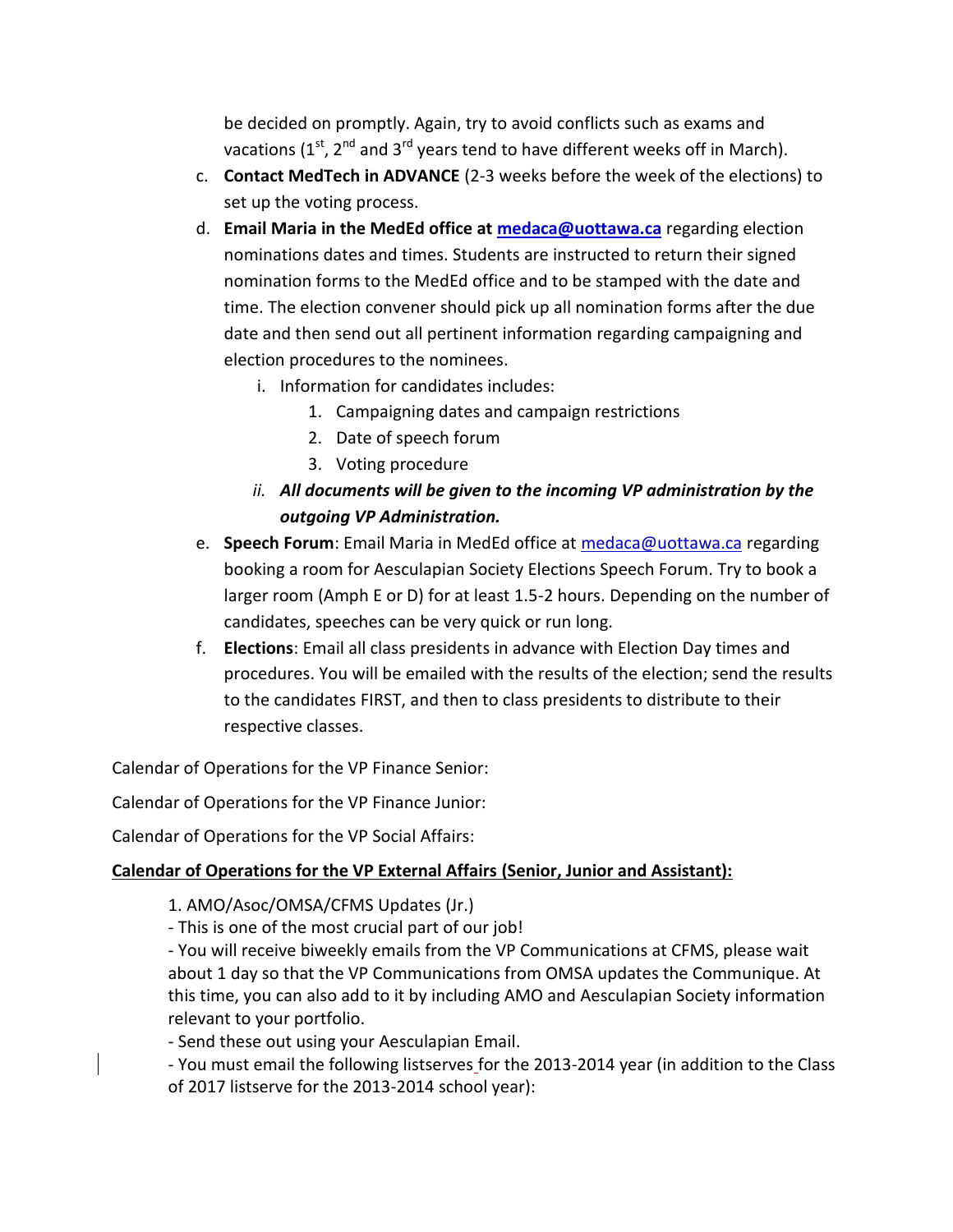be decided on promptly. Again, try to avoid conflicts such as exams and vacations (1st, 2nd and 3rd years tend to have different weeks off in March).

c. **Contact MedTech in ADVANCE** (2-3 weeks before the week of the elections) to set up the voting process.

d. **Email Maria in the MedEd office at medaca@uottawa.ca** regarding election nominations dates and times. Students are instructed to return their signed nomination forms to the MedEd office and to be stamped with the date and time. The election convener should pick up all nomination forms after the due date and then send out all pertinent information regarding campaigning and election procedures to the nominees.

   i. Information for candidates includes:
      1. Campaigning dates and campaign restrictions
      2. Date of speech forum
      3. Voting procedure

   ii. ***All documents will be given to the incoming VP administration by the outgoing VP Administration.***

e. **Speech Forum**: Email Maria in MedEd office at medaca@uottawa.ca regarding booking a room for Aesculapian Society Elections Speech Forum. Try to book a larger room (Amph E or D) for at least 1.5-2 hours. Depending on the number of candidates, speeches can be very quick or run long.

f. **Elections**: Email all class presidents in advance with Election Day times and procedures. You will be emailed with the results of the election; send the results to the candidates FIRST, and then to class presidents to distribute to their respective classes.

Calendar of Operations for the VP Finance Senior:

Calendar of Operations for the VP Finance Junior:

Calendar of Operations for the VP Social Affairs:

**Calendar of Operations for the VP External Affairs (Senior, Junior and Assistant):**

1. AMO/Asoc/OMSA/CFMS Updates (Jr.)

- This is one of the most crucial part of our job!
- You will receive biweekly emails from the VP Communications at CFMS, please wait about 1 day so that the VP Communications from OMSA updates the Communique. At this time, you can also add to it by including AMO and Aesculapian Society information relevant to your portfolio.
- Send these out using your Aesculapian Email.
- You must email the following listserves for the 2013-2014 year (in addition to the Class of 2017 listserve for the 2013-2014 school year):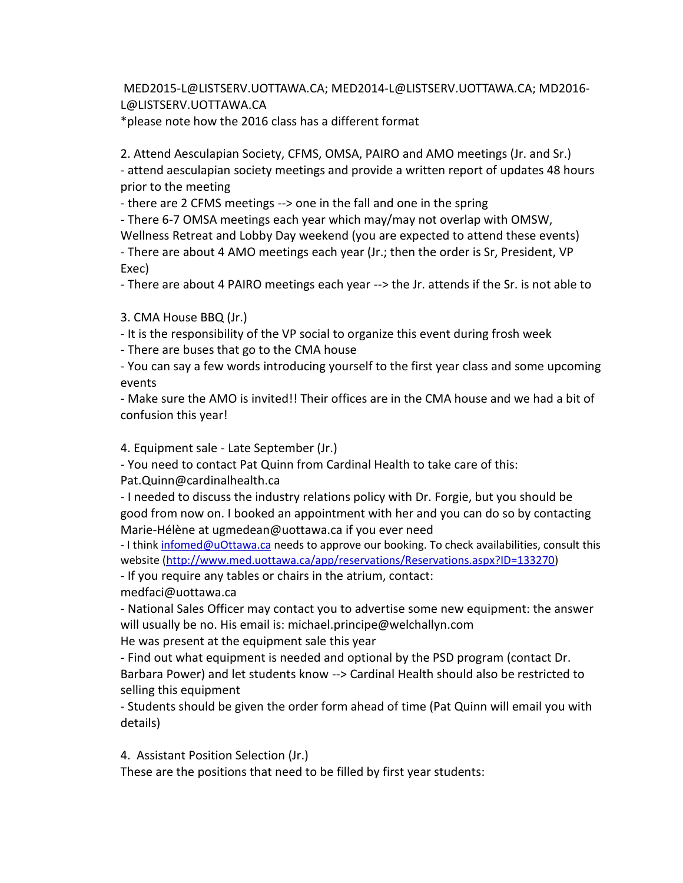MED2015-L@LISTSERV.UOTTAWA.CA; MED2014-L@LISTSERV.UOTTAWA.CA; MD2016-L@LISTSERV.UOTTAWA.CA
*please note how the 2016 class has a different format

2. Attend Aesculapian Society, CFMS, OMSA, PAIRO and AMO meetings (Jr. and Sr.)
- attend aesculapian society meetings and provide a written report of updates 48 hours prior to the meeting
- there are 2 CFMS meetings --> one in the fall and one in the spring
- There 6-7 OMSA meetings each year which may/may not overlap with OMSW, Wellness Retreat and Lobby Day weekend (you are expected to attend these events)
- There are about 4 AMO meetings each year (Jr.; then the order is Sr, President, VP Exec)
- There are about 4 PAIRO meetings each year --> the Jr. attends if the Sr. is not able to

3. CMA House BBQ (Jr.)
- It is the responsibility of the VP social to organize this event during frosh week
- There are buses that go to the CMA house
- You can say a few words introducing yourself to the first year class and some upcoming events
- Make sure the AMO is invited!! Their offices are in the CMA house and we had a bit of confusion this year!

4. Equipment sale - Late September (Jr.)
- You need to contact Pat Quinn from Cardinal Health to take care of this: Pat.Quinn@cardinalhealth.ca
- I needed to discuss the industry relations policy with Dr. Forgie, but you should be good from now on. I booked an appointment with her and you can do so by contacting Marie-Hélène at ugmedean@uottawa.ca if you ever need
- I think infomed@uOttawa.ca needs to approve our booking. To check availabilities, consult this website (http://www.med.uottawa.ca/app/reservations/Reservations.aspx?ID=133270)
- If you require any tables or chairs in the atrium, contact: medfaci@uottawa.ca
- National Sales Officer may contact you to advertise some new equipment: the answer will usually be no. His email is: michael.principe@welchallyn.com
He was present at the equipment sale this year
- Find out what equipment is needed and optional by the PSD program (contact Dr. Barbara Power) and let students know --> Cardinal Health should also be restricted to selling this equipment
- Students should be given the order form ahead of time (Pat Quinn will email you with details)

4. Assistant Position Selection (Jr.)
These are the positions that need to be filled by first year students: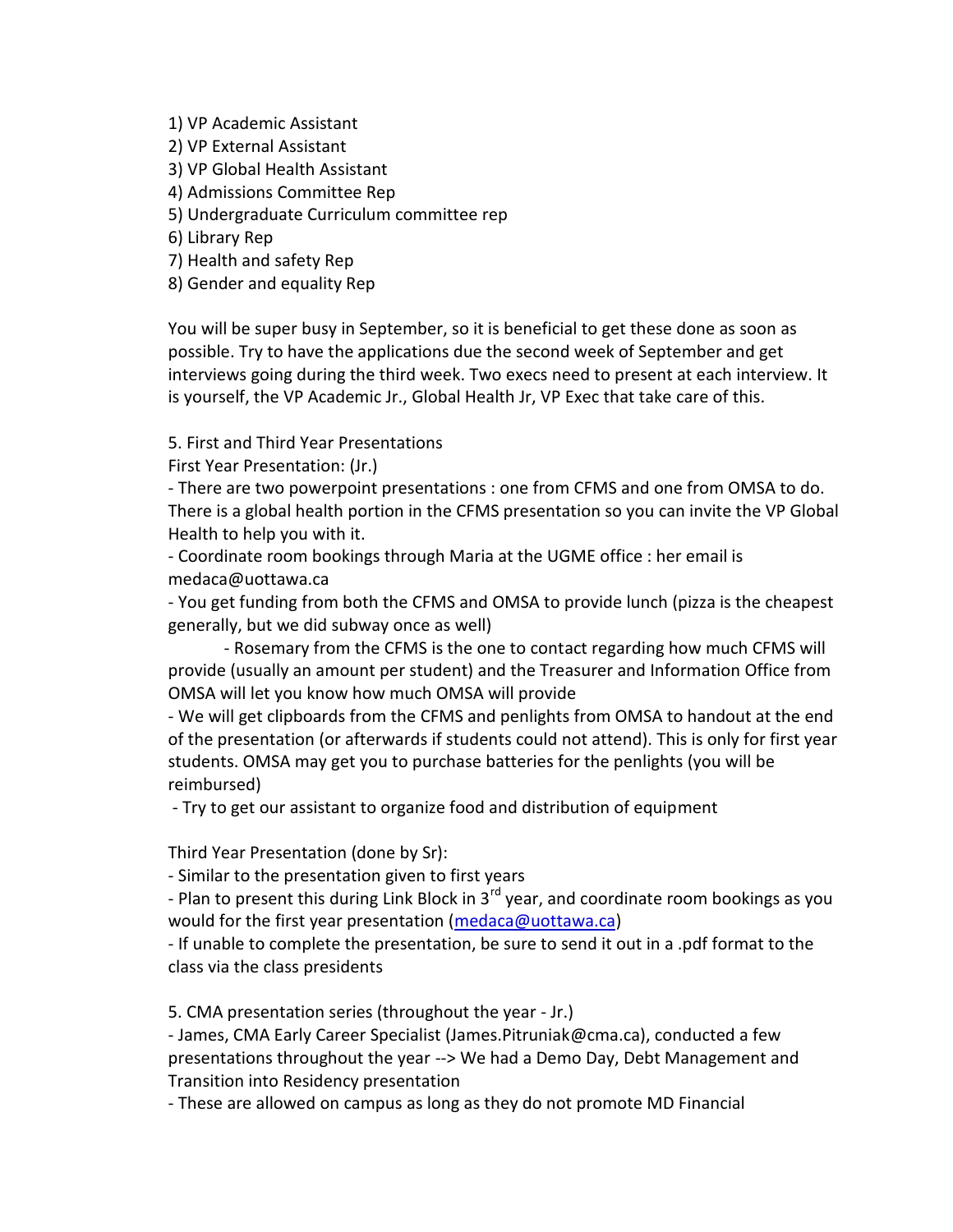1) VP Academic Assistant
2) VP External Assistant
3) VP Global Health Assistant
4) Admissions Committee Rep
5) Undergraduate Curriculum committee rep
6) Library Rep
7) Health and safety Rep
8) Gender and equality Rep

You will be super busy in September, so it is beneficial to get these done as soon as possible. Try to have the applications due the second week of September and get interviews going during the third week. Two execs need to present at each interview. It is yourself, the VP Academic Jr., Global Health Jr, VP Exec that take care of this.

5. First and Third Year Presentations

First Year Presentation: (Jr.)

- There are two powerpoint presentations : one from CFMS and one from OMSA to do. There is a global health portion in the CFMS presentation so you can invite the VP Global Health to help you with it.
- Coordinate room bookings through Maria at the UGME office : her email is medaca@uottawa.ca
- You get funding from both the CFMS and OMSA to provide lunch (pizza is the cheapest generally, but we did subway once as well)
    - Rosemary from the CFMS is the one to contact regarding how much CFMS will provide (usually an amount per student) and the Treasurer and Information Office from OMSA will let you know how much OMSA will provide
- We will get clipboards from the CFMS and penlights from OMSA to handout at the end of the presentation (or afterwards if students could not attend). This is only for first year students. OMSA may get you to purchase batteries for the penlights (you will be reimbursed)
- Try to get our assistant to organize food and distribution of equipment

Third Year Presentation (done by Sr):

- Similar to the presentation given to first years
- Plan to present this during Link Block in 3rd year, and coordinate room bookings as you would for the first year presentation (medaca@uottawa.ca)
- If unable to complete the presentation, be sure to send it out in a .pdf format to the class via the class presidents

5. CMA presentation series (throughout the year - Jr.)

- James, CMA Early Career Specialist (James.Pitruniak@cma.ca), conducted a few presentations throughout the year --> We had a Demo Day, Debt Management and Transition into Residency presentation
- These are allowed on campus as long as they do not promote MD Financial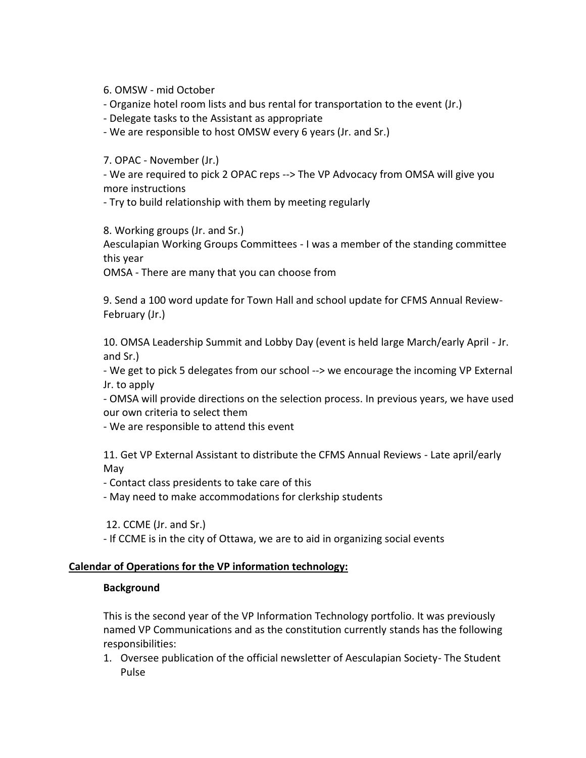6. OMSW - mid October

- Organize hotel room lists and bus rental for transportation to the event (Jr.)
- Delegate tasks to the Assistant as appropriate
- We are responsible to host OMSW every 6 years (Jr. and Sr.)

7. OPAC - November (Jr.)

- We are required to pick 2 OPAC reps --> The VP Advocacy from OMSA will give you more instructions
- Try to build relationship with them by meeting regularly

8. Working groups (Jr. and Sr.)

Aesculapian Working Groups Committees - I was a member of the standing committee this year

OMSA - There are many that you can choose from

9. Send a 100 word update for Town Hall and school update for CFMS Annual Review- February (Jr.)

10. OMSA Leadership Summit and Lobby Day (event is held large March/early April - Jr. and Sr.)

- We get to pick 5 delegates from our school --> we encourage the incoming VP External Jr. to apply
- OMSA will provide directions on the selection process. In previous years, we have used our own criteria to select them
- We are responsible to attend this event

11. Get VP External Assistant to distribute the CFMS Annual Reviews - Late april/early May

- Contact class presidents to take care of this
- May need to make accommodations for clerkship students

12. CCME (Jr. and Sr.)

- If CCME is in the city of Ottawa, we are to aid in organizing social events

## Calendar of Operations for the VP information technology:

### Background

This is the second year of the VP Information Technology portfolio. It was previously named VP Communications and as the constitution currently stands has the following responsibilities:

1. Oversee publication of the official newsletter of Aesculapian Society- The Student Pulse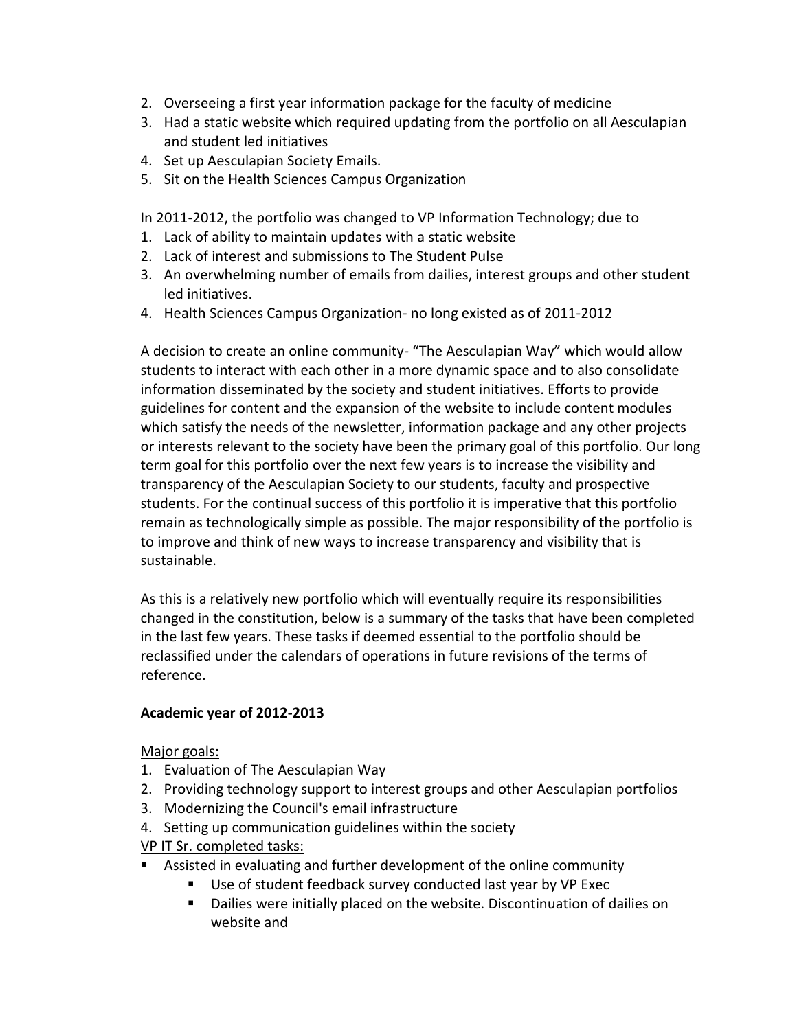2. Overseeing a first year information package for the faculty of medicine
3. Had a static website which required updating from the portfolio on all Aesculapian and student led initiatives
4. Set up Aesculapian Society Emails.
5. Sit on the Health Sciences Campus Organization

In 2011-2012, the portfolio was changed to VP Information Technology; due to

1. Lack of ability to maintain updates with a static website
2. Lack of interest and submissions to The Student Pulse
3. An overwhelming number of emails from dailies, interest groups and other student led initiatives.
4. Health Sciences Campus Organization- no long existed as of 2011-2012

A decision to create an online community- "The Aesculapian Way" which would allow students to interact with each other in a more dynamic space and to also consolidate information disseminated by the society and student initiatives. Efforts to provide guidelines for content and the expansion of the website to include content modules which satisfy the needs of the newsletter, information package and any other projects or interests relevant to the society have been the primary goal of this portfolio. Our long term goal for this portfolio over the next few years is to increase the visibility and transparency of the Aesculapian Society to our students, faculty and prospective students. For the continual success of this portfolio it is imperative that this portfolio remain as technologically simple as possible. The major responsibility of the portfolio is to improve and think of new ways to increase transparency and visibility that is sustainable.

As this is a relatively new portfolio which will eventually require its responsibilities changed in the constitution, below is a summary of the tasks that have been completed in the last few years. These tasks if deemed essential to the portfolio should be reclassified under the calendars of operations in future revisions of the terms of reference.

**Academic year of 2012-2013**

Major goals:

1. Evaluation of The Aesculapian Way
2. Providing technology support to interest groups and other Aesculapian portfolios
3. Modernizing the Council's email infrastructure
4. Setting up communication guidelines within the society

VP IT Sr. completed tasks:

- Assisted in evaluating and further development of the online community
    - Use of student feedback survey conducted last year by VP Exec
    - Dailies were initially placed on the website. Discontinuation of dailies on website and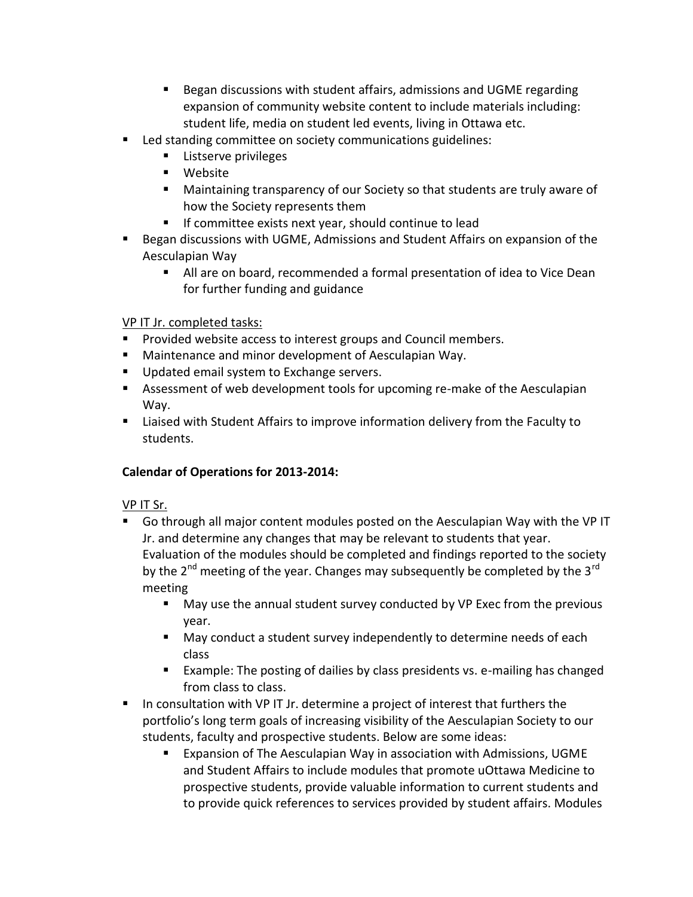- Began discussions with student affairs, admissions and UGME regarding expansion of community website content to include materials including: student life, media on student led events, living in Ottawa etc.
- Led standing committee on society communications guidelines:
    - Listserve privileges
    - Website
    - Maintaining transparency of our Society so that students are truly aware of how the Society represents them
    - If committee exists next year, should continue to lead
- Began discussions with UGME, Admissions and Student Affairs on expansion of the Aesculapian Way
    - All are on board, recommended a formal presentation of idea to Vice Dean for further funding and guidance

<u>VP IT Jr. completed tasks:</u>

- Provided website access to interest groups and Council members.
- Maintenance and minor development of Aesculapian Way.
- Updated email system to Exchange servers.
- Assessment of web development tools for upcoming re-make of the Aesculapian Way.
- Liaised with Student Affairs to improve information delivery from the Faculty to students.

**Calendar of Operations for 2013-2014:**

<u>VP IT Sr.</u>

- Go through all major content modules posted on the Aesculapian Way with the VP IT Jr. and determine any changes that may be relevant to students that year. Evaluation of the modules should be completed and findings reported to the society by the 2nd meeting of the year. Changes may subsequently be completed by the 3rd meeting
    - May use the annual student survey conducted by VP Exec from the previous year.
    - May conduct a student survey independently to determine needs of each class
    - Example: The posting of dailies by class presidents vs. e-mailing has changed from class to class.
- In consultation with VP IT Jr. determine a project of interest that furthers the portfolio's long term goals of increasing visibility of the Aesculapian Society to our students, faculty and prospective students. Below are some ideas:
    - Expansion of The Aesculapian Way in association with Admissions, UGME and Student Affairs to include modules that promote uOttawa Medicine to prospective students, provide valuable information to current students and to provide quick references to services provided by student affairs. Modules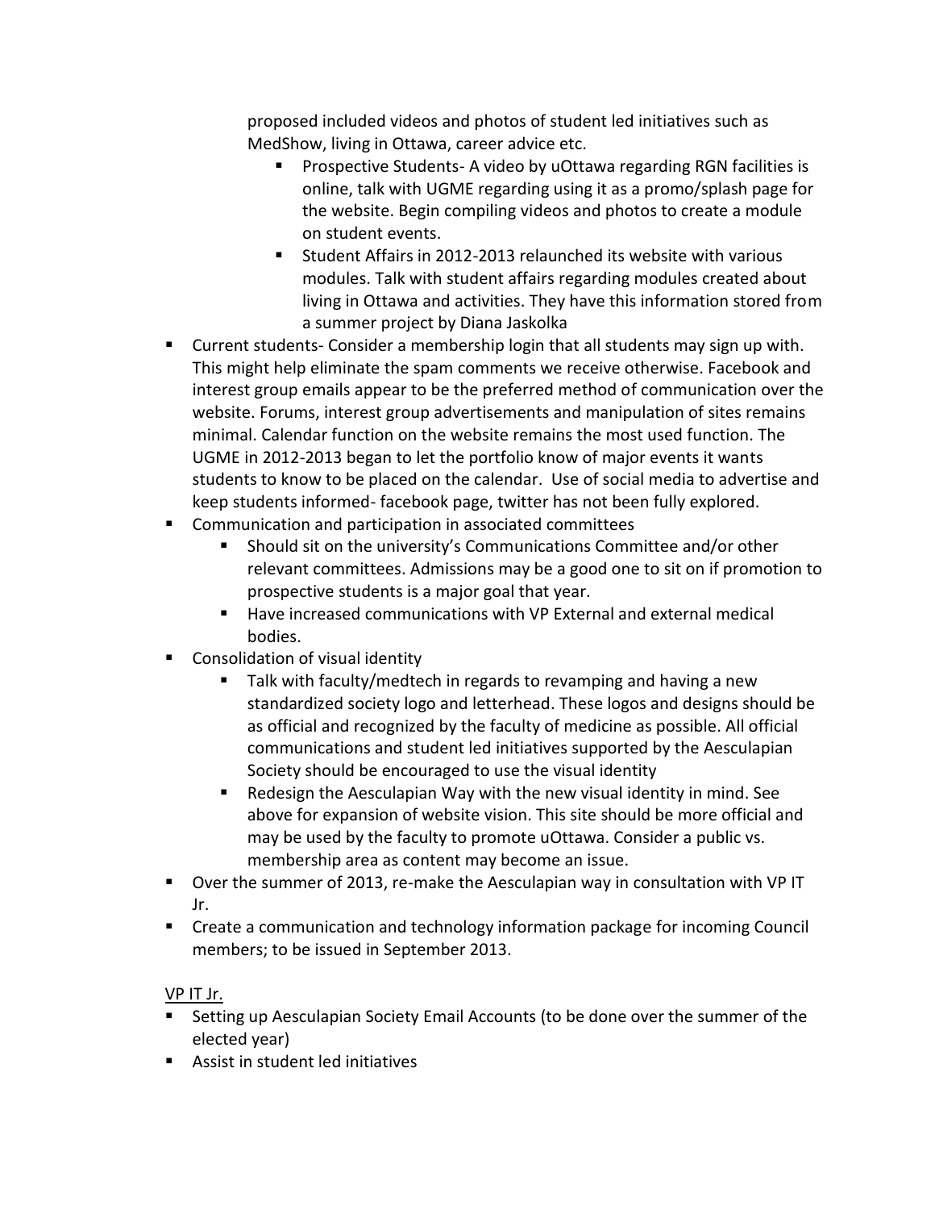proposed included videos and photos of student led initiatives such as MedShow, living in Ottawa, career advice etc.

    - Prospective Students- A video by uOttawa regarding RGN facilities is online, talk with UGME regarding using it as a promo/splash page for the website. Begin compiling videos and photos to create a module on student events.
    - Student Affairs in 2012-2013 relaunched its website with various modules. Talk with student affairs regarding modules created about living in Ottawa and activities. They have this information stored from a summer project by Diana Jaskolka

- Current students- Consider a membership login that all students may sign up with. This might help eliminate the spam comments we receive otherwise. Facebook and interest group emails appear to be the preferred method of communication over the website. Forums, interest group advertisements and manipulation of sites remains minimal. Calendar function on the website remains the most used function. The UGME in 2012-2013 began to let the portfolio know of major events it wants students to know to be placed on the calendar. Use of social media to advertise and keep students informed- facebook page, twitter has not been fully explored.
- Communication and participation in associated committees
    - Should sit on the university's Communications Committee and/or other relevant committees. Admissions may be a good one to sit on if promotion to prospective students is a major goal that year.
    - Have increased communications with VP External and external medical bodies.
- Consolidation of visual identity
    - Talk with faculty/medtech in regards to revamping and having a new standardized society logo and letterhead. These logos and designs should be as official and recognized by the faculty of medicine as possible. All official communications and student led initiatives supported by the Aesculapian Society should be encouraged to use the visual identity
    - Redesign the Aesculapian Way with the new visual identity in mind. See above for expansion of website vision. This site should be more official and may be used by the faculty to promote uOttawa. Consider a public vs. membership area as content may become an issue.
- Over the summer of 2013, re-make the Aesculapian way in consultation with VP IT Jr.
- Create a communication and technology information package for incoming Council members; to be issued in September 2013.

<u>VP IT Jr.</u>

- Setting up Aesculapian Society Email Accounts (to be done over the summer of the elected year)
- Assist in student led initiatives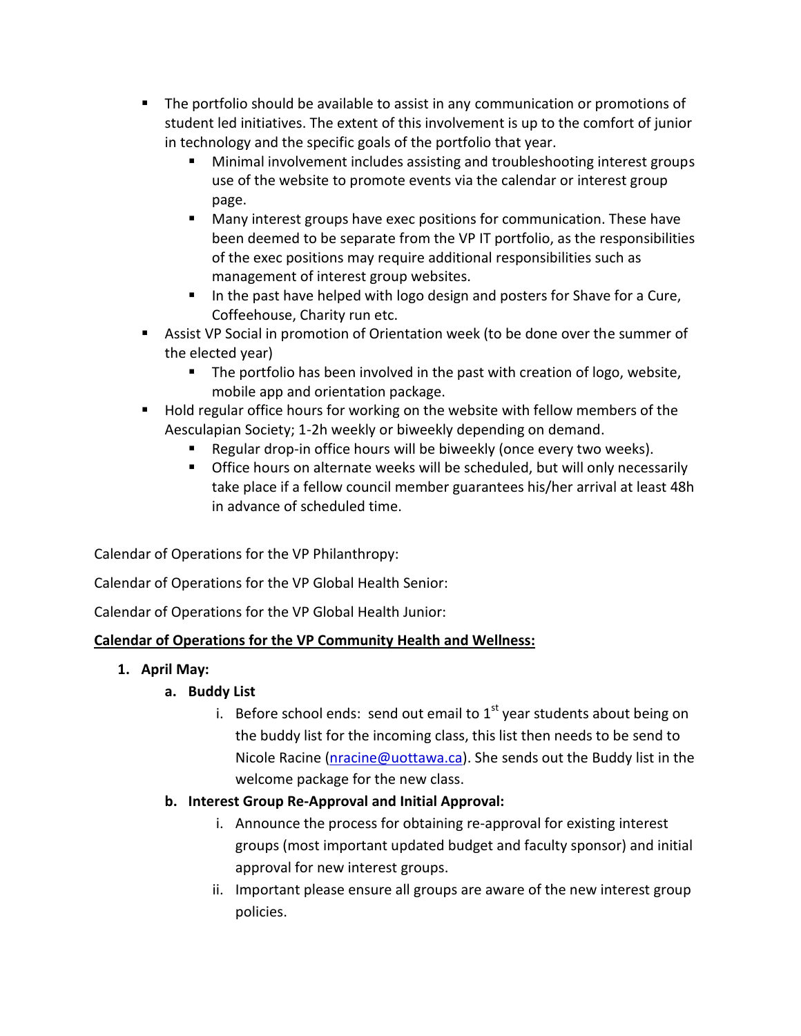- The portfolio should be available to assist in any communication or promotions of student led initiatives. The extent of this involvement is up to the comfort of junior in technology and the specific goals of the portfolio that year.
  - Minimal involvement includes assisting and troubleshooting interest groups use of the website to promote events via the calendar or interest group page.
  - Many interest groups have exec positions for communication. These have been deemed to be separate from the VP IT portfolio, as the responsibilities of the exec positions may require additional responsibilities such as management of interest group websites.
  - In the past have helped with logo design and posters for Shave for a Cure, Coffeehouse, Charity run etc.
- Assist VP Social in promotion of Orientation week (to be done over the summer of the elected year)
  - The portfolio has been involved in the past with creation of logo, website, mobile app and orientation package.
- Hold regular office hours for working on the website with fellow members of the Aesculapian Society; 1-2h weekly or biweekly depending on demand.
  - Regular drop-in office hours will be biweekly (once every two weeks).
  - Office hours on alternate weeks will be scheduled, but will only necessarily take place if a fellow council member guarantees his/her arrival at least 48h in advance of scheduled time.

Calendar of Operations for the VP Philanthropy:

Calendar of Operations for the VP Global Health Senior:

Calendar of Operations for the VP Global Health Junior:

**Calendar of Operations for the VP Community Health and Wellness:**

1. **April May:**
   a. **Buddy List**
      i. Before school ends: send out email to 1st year students about being on the buddy list for the incoming class, this list then needs to be send to Nicole Racine (nracine@uottawa.ca). She sends out the Buddy list in the welcome package for the new class.
   b. **Interest Group Re-Approval and Initial Approval:**
      i. Announce the process for obtaining re-approval for existing interest groups (most important updated budget and faculty sponsor) and initial approval for new interest groups.
      ii. Important please ensure all groups are aware of the new interest group policies.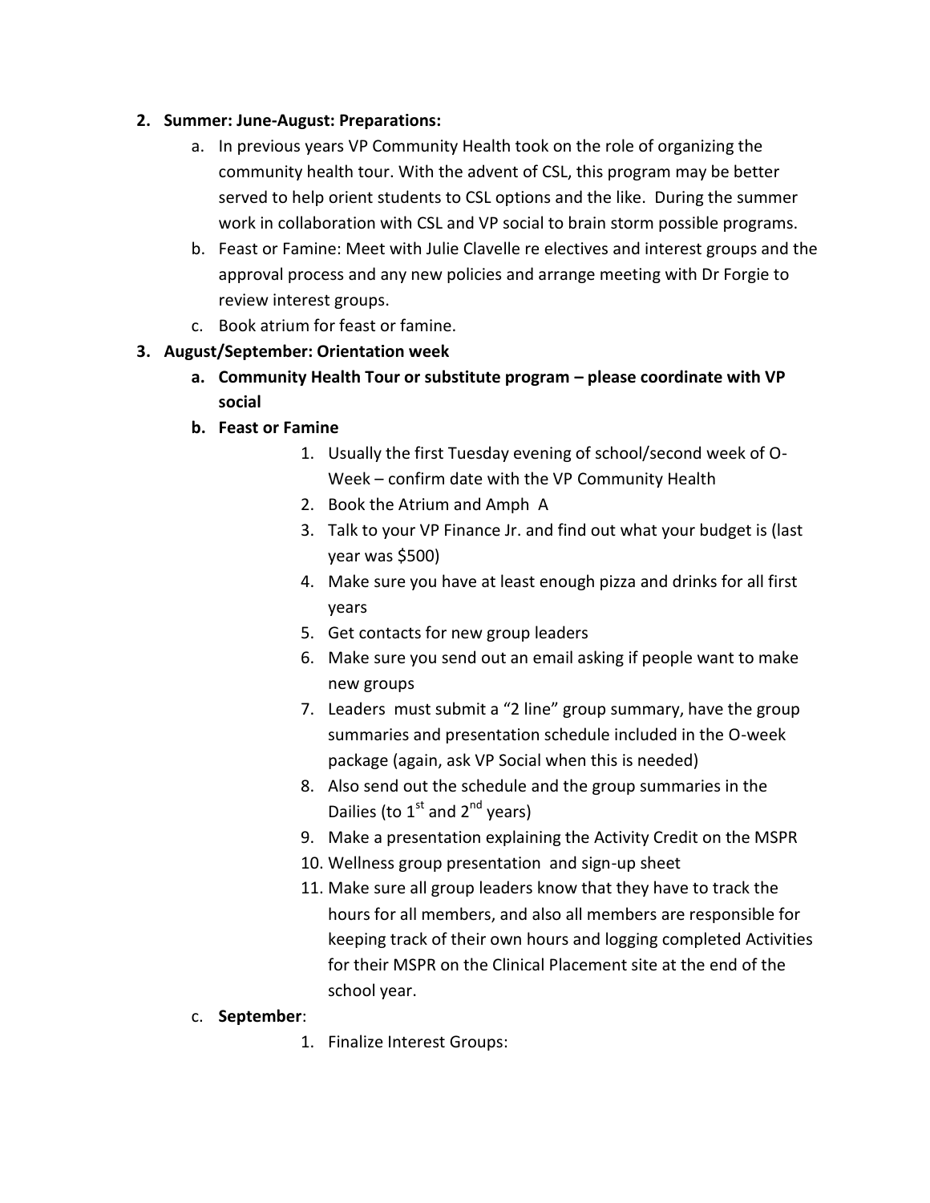2. **Summer: June-August: Preparations:**
    a. In previous years VP Community Health took on the role of organizing the community health tour. With the advent of CSL, this program may be better served to help orient students to CSL options and the like. During the summer work in collaboration with CSL and VP social to brain storm possible programs.
    b. Feast or Famine: Meet with Julie Clavelle re electives and interest groups and the approval process and any new policies and arrange meeting with Dr Forgie to review interest groups.
    c. Book atrium for feast or famine.
3. **August/September: Orientation week**
    a. **Community Health Tour or substitute program – please coordinate with VP social**
    b. **Feast or Famine**
        1. Usually the first Tuesday evening of school/second week of O-Week – confirm date with the VP Community Health
        2. Book the Atrium and Amph A
        3. Talk to your VP Finance Jr. and find out what your budget is (last year was $500)
        4. Make sure you have at least enough pizza and drinks for all first years
        5. Get contacts for new group leaders
        6. Make sure you send out an email asking if people want to make new groups
        7. Leaders must submit a "2 line" group summary, have the group summaries and presentation schedule included in the O-week package (again, ask VP Social when this is needed)
        8. Also send out the schedule and the group summaries in the Dailies (to 1st and 2nd years)
        9. Make a presentation explaining the Activity Credit on the MSPR
        10. Wellness group presentation and sign-up sheet
        11. Make sure all group leaders know that they have to track the hours for all members, and also all members are responsible for keeping track of their own hours and logging completed Activities for their MSPR on the Clinical Placement site at the end of the school year.
    c. **September**:
        1. Finalize Interest Groups: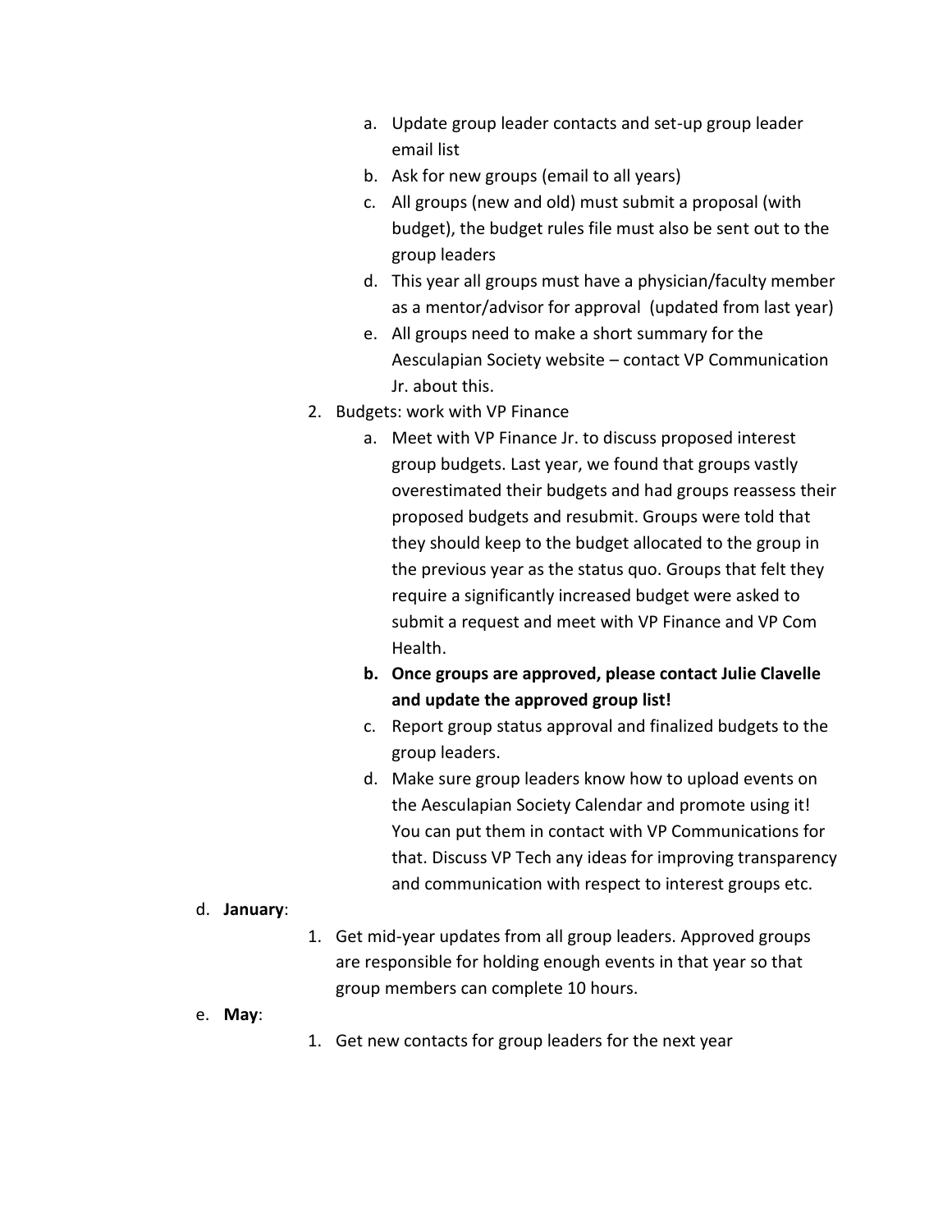a. Update group leader contacts and set-up group leader email list
   b. Ask for new groups (email to all years)
   c. All groups (new and old) must submit a proposal (with budget), the budget rules file must also be sent out to the group leaders
   d. This year all groups must have a physician/faculty member as a mentor/advisor for approval (updated from last year)
   e. All groups need to make a short summary for the Aesculapian Society website – contact VP Communication Jr. about this.

2. Budgets: work with VP Finance
   a. Meet with VP Finance Jr. to discuss proposed interest group budgets. Last year, we found that groups vastly overestimated their budgets and had groups reassess their proposed budgets and resubmit. Groups were told that they should keep to the budget allocated to the group in the previous year as the status quo. Groups that felt they require a significantly increased budget were asked to submit a request and meet with VP Finance and VP Com Health.
   b. **Once groups are approved, please contact Julie Clavelle and update the approved group list!**
   c. Report group status approval and finalized budgets to the group leaders.
   d. Make sure group leaders know how to upload events on the Aesculapian Society Calendar and promote using it! You can put them in contact with VP Communications for that. Discuss VP Tech any ideas for improving transparency and communication with respect to interest groups etc.

d. **January**:
   1. Get mid-year updates from all group leaders. Approved groups are responsible for holding enough events in that year so that group members can complete 10 hours.

e. **May**:
   1. Get new contacts for group leaders for the next year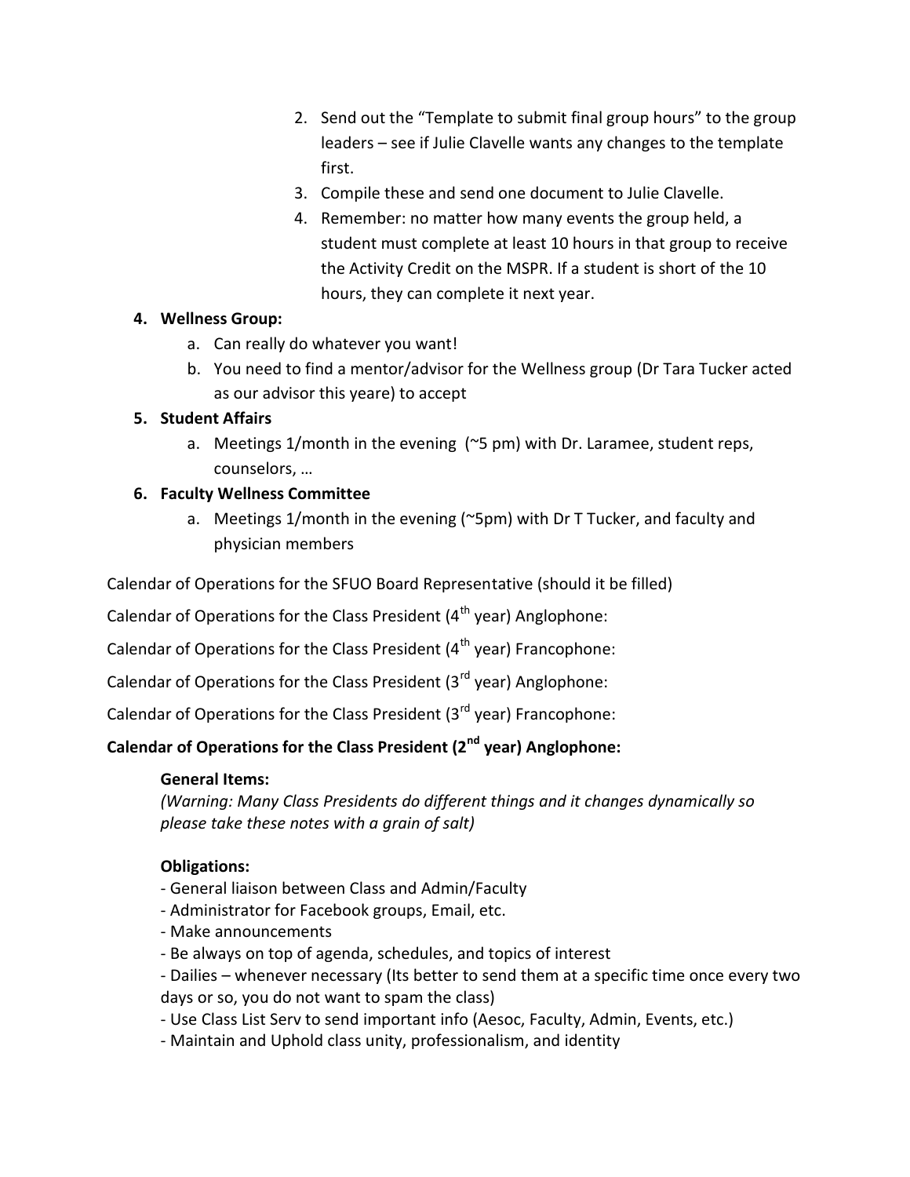2. Send out the "Template to submit final group hours" to the group leaders – see if Julie Clavelle wants any changes to the template first.
3. Compile these and send one document to Julie Clavelle.
4. Remember: no matter how many events the group held, a student must complete at least 10 hours in that group to receive the Activity Credit on the MSPR. If a student is short of the 10 hours, they can complete it next year.

**4. Wellness Group:**

a. Can really do whatever you want!
b. You need to find a mentor/advisor for the Wellness group (Dr Tara Tucker acted as our advisor this yeare) to accept

**5. Student Affairs**

a. Meetings 1/month in the evening (~5 pm) with Dr. Laramee, student reps, counselors, …

**6. Faculty Wellness Committee**

a. Meetings 1/month in the evening (~5pm) with Dr T Tucker, and faculty and physician members

Calendar of Operations for the SFUO Board Representative (should it be filled)

Calendar of Operations for the Class President (4th year) Anglophone:

Calendar of Operations for the Class President (4th year) Francophone:

Calendar of Operations for the Class President (3rd year) Anglophone:

Calendar of Operations for the Class President (3rd year) Francophone:

**Calendar of Operations for the Class President (2nd year) Anglophone:**

**General Items:**

*(Warning: Many Class Presidents do different things and it changes dynamically so please take these notes with a grain of salt)*

**Obligations:**

- General liaison between Class and Admin/Faculty
- Administrator for Facebook groups, Email, etc.
- Make announcements
- Be always on top of agenda, schedules, and topics of interest
- Dailies – whenever necessary (Its better to send them at a specific time once every two days or so, you do not want to spam the class)
- Use Class List Serv to send important info (Aesoc, Faculty, Admin, Events, etc.)
- Maintain and Uphold class unity, professionalism, and identity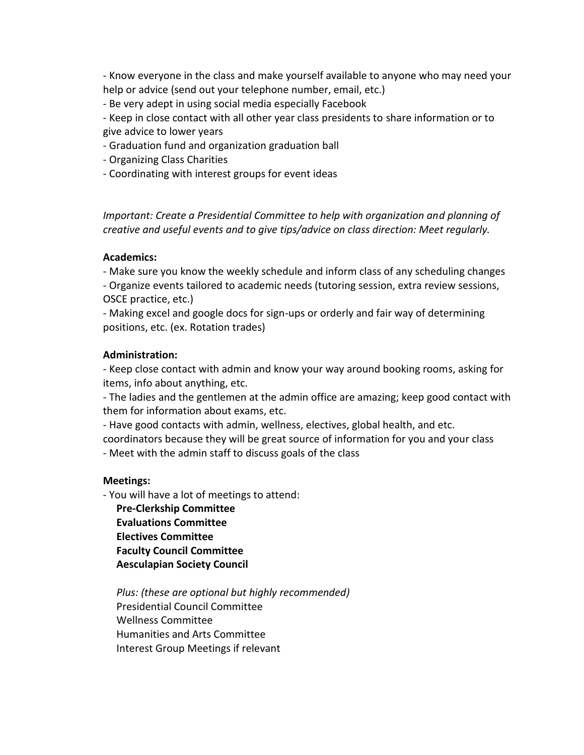- Know everyone in the class and make yourself available to anyone who may need your help or advice (send out your telephone number, email, etc.)
- Be very adept in using social media especially Facebook
- Keep in close contact with all other year class presidents to share information or to give advice to lower years
- Graduation fund and organization graduation ball
- Organizing Class Charities
- Coordinating with interest groups for event ideas

*Important: Create a Presidential Committee to help with organization and planning of creative and useful events and to give tips/advice on class direction: Meet regularly.*

**Academics:**

- Make sure you know the weekly schedule and inform class of any scheduling changes
- Organize events tailored to academic needs (tutoring session, extra review sessions, OSCE practice, etc.)
- Making excel and google docs for sign-ups or orderly and fair way of determining positions, etc. (ex. Rotation trades)

**Administration:**

- Keep close contact with admin and know your way around booking rooms, asking for items, info about anything, etc.
- The ladies and the gentlemen at the admin office are amazing; keep good contact with them for information about exams, etc.
- Have good contacts with admin, wellness, electives, global health, and etc. coordinators because they will be great source of information for you and your class
- Meet with the admin staff to discuss goals of the class

**Meetings:**

- You will have a lot of meetings to attend:

  **Pre-Clerkship Committee**
  **Evaluations Committee**
  **Electives Committee**
  **Faculty Council Committee**
  **Aesculapian Society Council**

  *Plus: (these are optional but highly recommended)*
  Presidential Council Committee
  Wellness Committee
  Humanities and Arts Committee
  Interest Group Meetings if relevant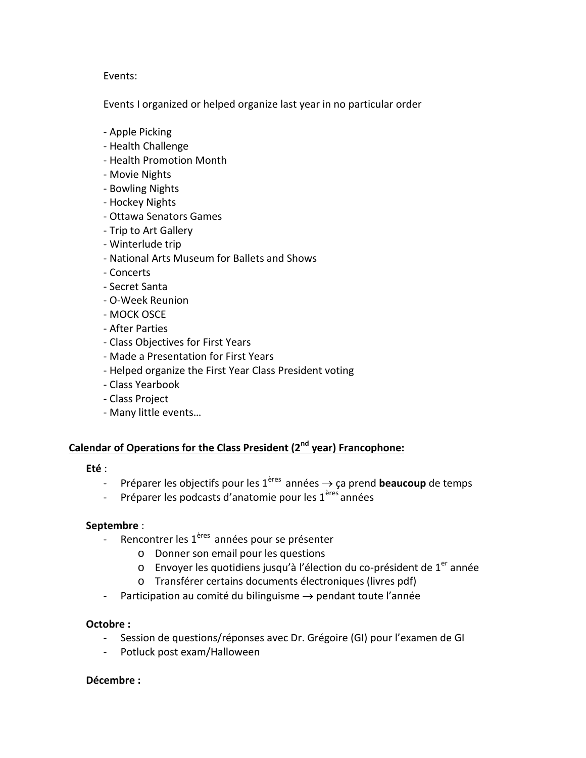Events:

Events I organized or helped organize last year in no particular order

- Apple Picking
- Health Challenge
- Health Promotion Month
- Movie Nights
- Bowling Nights
- Hockey Nights
- Ottawa Senators Games
- Trip to Art Gallery
- Winterlude trip
- National Arts Museum for Ballets and Shows
- Concerts
- Secret Santa
- O-Week Reunion
- MOCK OSCE
- After Parties
- Class Objectives for First Years
- Made a Presentation for First Years
- Helped organize the First Year Class President voting
- Class Yearbook
- Class Project
- Many little events…

## Calendar of Operations for the Class President (2nd year) Francophone:

**Eté** :

- Préparer les objectifs pour les 1ères années → ça prend **beaucoup** de temps
- Préparer les podcasts d'anatomie pour les 1ères années

**Septembre** :

- Rencontrer les 1ères années pour se présenter
  - Donner son email pour les questions
  - Envoyer les quotidiens jusqu'à l'élection du co-président de 1er année
  - Transférer certains documents électroniques (livres pdf)
- Participation au comité du bilinguisme → pendant toute l'année

**Octobre :**

- Session de questions/réponses avec Dr. Grégoire (GI) pour l'examen de GI
- Potluck post exam/Halloween

**Décembre :**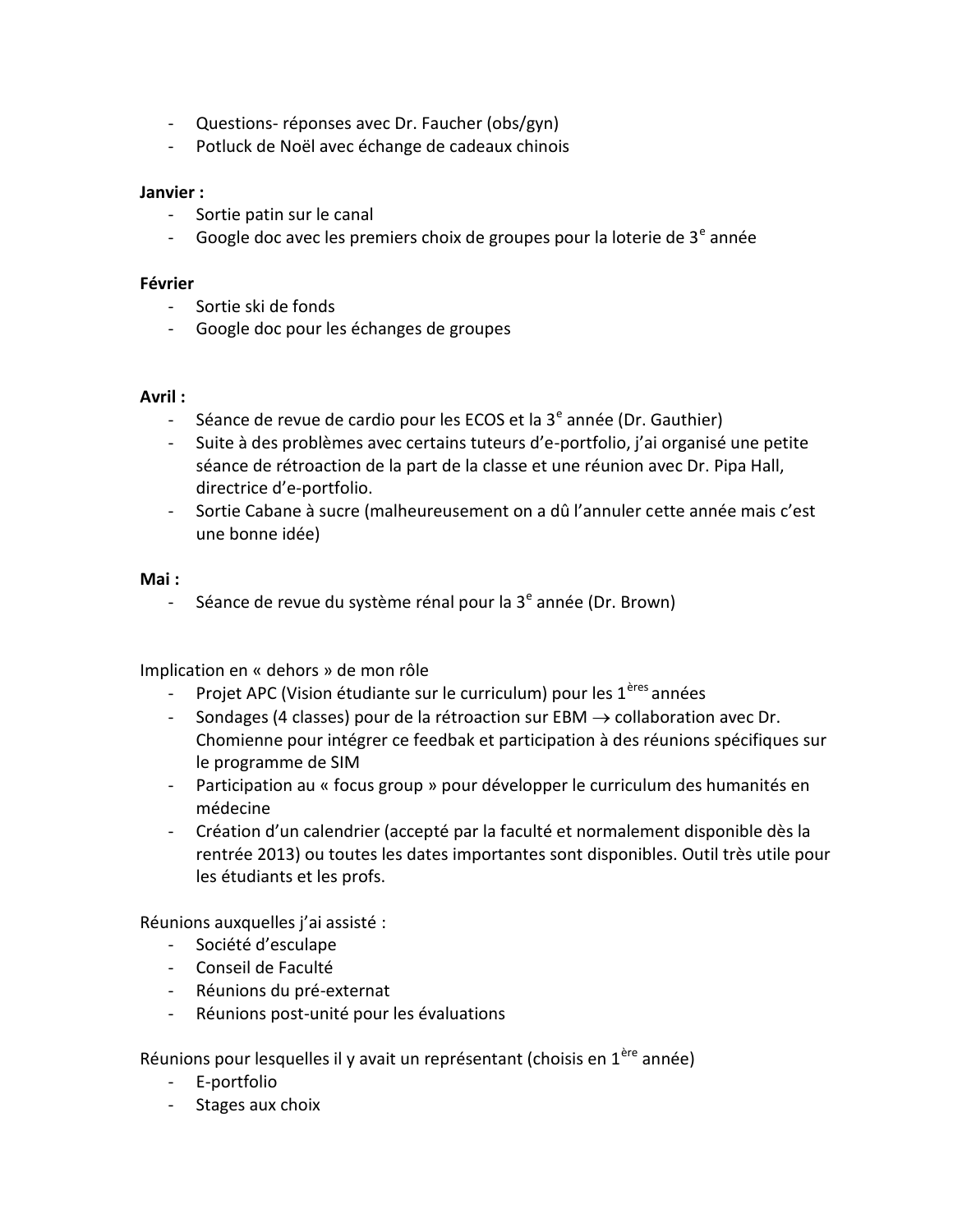- Questions- réponses avec Dr. Faucher (obs/gyn)
- Potluck de Noël avec échange de cadeaux chinois

**Janvier :**

- Sortie patin sur le canal
- Google doc avec les premiers choix de groupes pour la loterie de 3e année

**Février**

- Sortie ski de fonds
- Google doc pour les échanges de groupes

**Avril :**

- Séance de revue de cardio pour les ECOS et la 3e année (Dr. Gauthier)
- Suite à des problèmes avec certains tuteurs d'e-portfolio, j'ai organisé une petite séance de rétroaction de la part de la classe et une réunion avec Dr. Pipa Hall, directrice d'e-portfolio.
- Sortie Cabane à sucre (malheureusement on a dû l'annuler cette année mais c'est une bonne idée)

**Mai :**

- Séance de revue du système rénal pour la 3e année (Dr. Brown)

Implication en « dehors » de mon rôle

- Projet APC (Vision étudiante sur le curriculum) pour les 1ères années
- Sondages (4 classes) pour de la rétroaction sur EBM → collaboration avec Dr. Chomienne pour intégrer ce feedbak et participation à des réunions spécifiques sur le programme de SIM
- Participation au « focus group » pour développer le curriculum des humanités en médecine
- Création d'un calendrier (accepté par la faculté et normalement disponible dès la rentrée 2013) ou toutes les dates importantes sont disponibles. Outil très utile pour les étudiants et les profs.

Réunions auxquelles j'ai assisté :

- Société d'esculape
- Conseil de Faculté
- Réunions du pré-externat
- Réunions post-unité pour les évaluations

Réunions pour lesquelles il y avait un représentant (choisis en 1ère année)

- E-portfolio
- Stages aux choix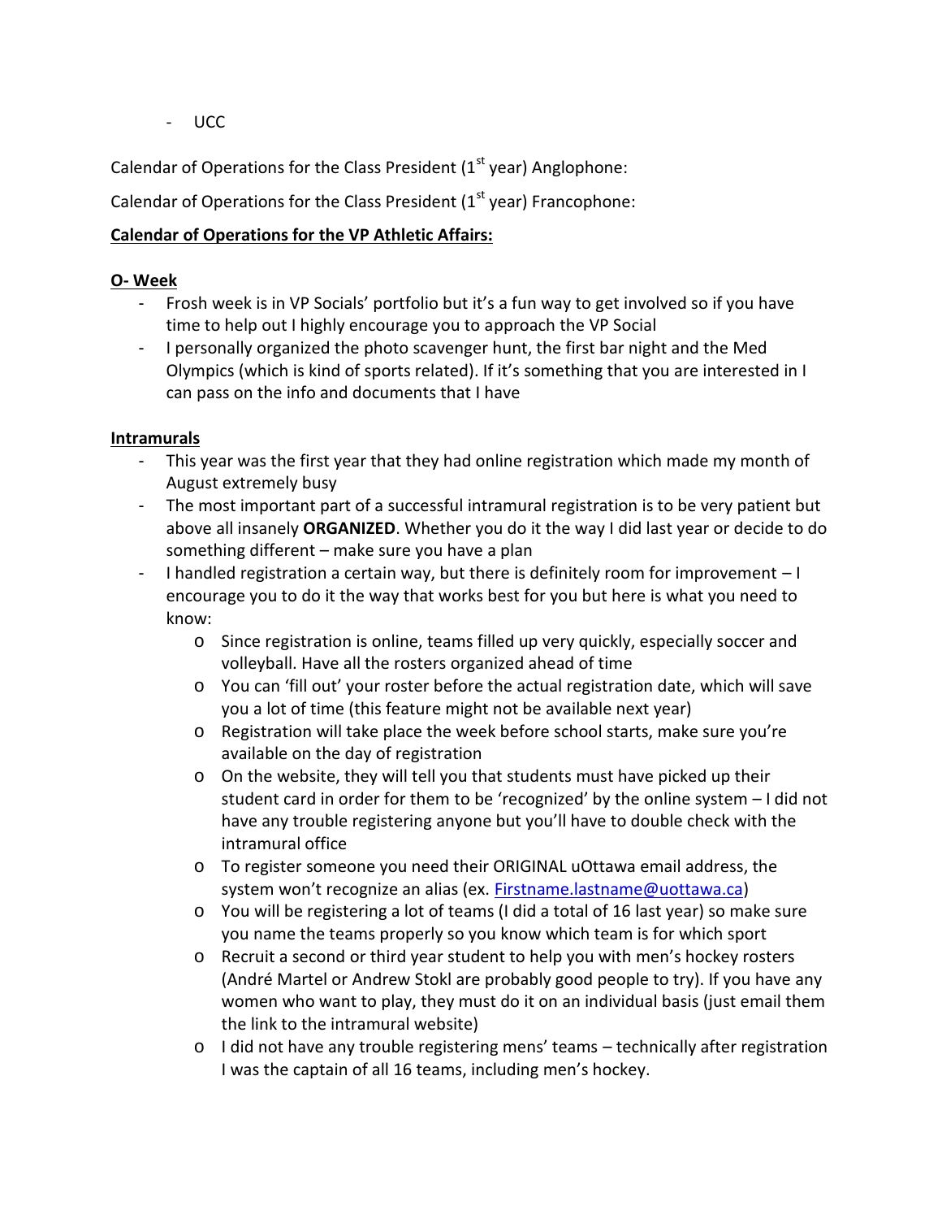- UCC

Calendar of Operations for the Class President (1st year) Anglophone:

Calendar of Operations for the Class President (1st year) Francophone:

**Calendar of Operations for the VP Athletic Affairs:**

**O- Week**

- Frosh week is in VP Socials' portfolio but it's a fun way to get involved so if you have time to help out I highly encourage you to approach the VP Social
- I personally organized the photo scavenger hunt, the first bar night and the Med Olympics (which is kind of sports related). If it's something that you are interested in I can pass on the info and documents that I have

**Intramurals**

- This year was the first year that they had online registration which made my month of August extremely busy
- The most important part of a successful intramural registration is to be very patient but above all insanely **ORGANIZED**. Whether you do it the way I did last year or decide to do something different – make sure you have a plan
- I handled registration a certain way, but there is definitely room for improvement – I encourage you to do it the way that works best for you but here is what you need to know:
  - Since registration is online, teams filled up very quickly, especially soccer and volleyball. Have all the rosters organized ahead of time
  - You can 'fill out' your roster before the actual registration date, which will save you a lot of time (this feature might not be available next year)
  - Registration will take place the week before school starts, make sure you're available on the day of registration
  - On the website, they will tell you that students must have picked up their student card in order for them to be 'recognized' by the online system – I did not have any trouble registering anyone but you'll have to double check with the intramural office
  - To register someone you need their ORIGINAL uOttawa email address, the system won't recognize an alias (ex. Firstname.lastname@uottawa.ca)
  - You will be registering a lot of teams (I did a total of 16 last year) so make sure you name the teams properly so you know which team is for which sport
  - Recruit a second or third year student to help you with men's hockey rosters (André Martel or Andrew Stokl are probably good people to try). If you have any women who want to play, they must do it on an individual basis (just email them the link to the intramural website)
  - I did not have any trouble registering mens' teams – technically after registration I was the captain of all 16 teams, including men's hockey.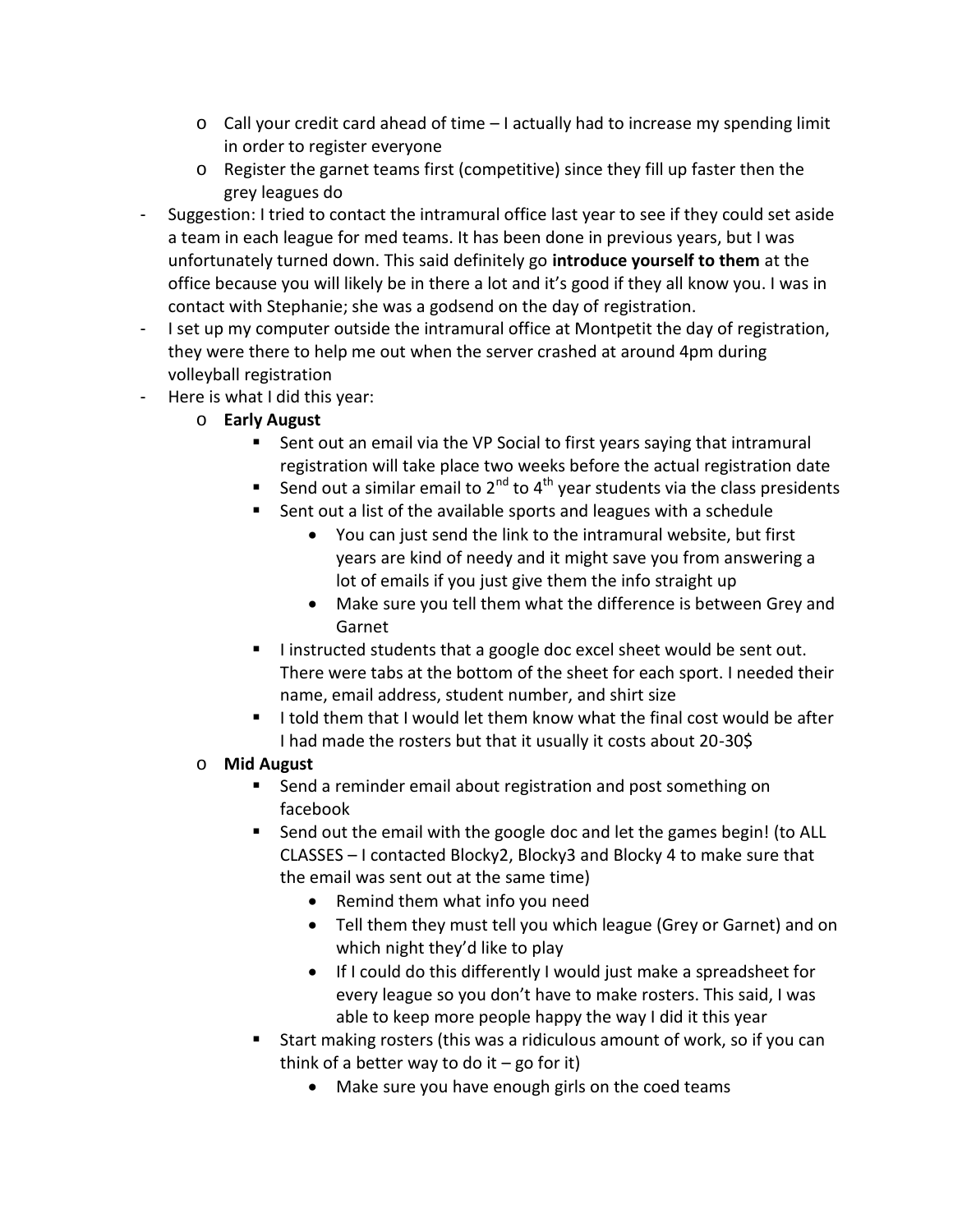- Call your credit card ahead of time – I actually had to increase my spending limit in order to register everyone
  - Register the garnet teams first (competitive) since they fill up faster then the grey leagues do
- Suggestion: I tried to contact the intramural office last year to see if they could set aside a team in each league for med teams. It has been done in previous years, but I was unfortunately turned down. This said definitely go **introduce yourself to them** at the office because you will likely be in there a lot and it's good if they all know you. I was in contact with Stephanie; she was a godsend on the day of registration.
- I set up my computer outside the intramural office at Montpetit the day of registration, they were there to help me out when the server crashed at around 4pm during volleyball registration
- Here is what I did this year:
  - **Early August**
    - Sent out an email via the VP Social to first years saying that intramural registration will take place two weeks before the actual registration date
    - Send out a similar email to 2nd to 4th year students via the class presidents
    - Sent out a list of the available sports and leagues with a schedule
      - You can just send the link to the intramural website, but first years are kind of needy and it might save you from answering a lot of emails if you just give them the info straight up
      - Make sure you tell them what the difference is between Grey and Garnet
    - I instructed students that a google doc excel sheet would be sent out. There were tabs at the bottom of the sheet for each sport. I needed their name, email address, student number, and shirt size
    - I told them that I would let them know what the final cost would be after I had made the rosters but that it usually it costs about 20-30$
  - **Mid August**
    - Send a reminder email about registration and post something on facebook
    - Send out the email with the google doc and let the games begin! (to ALL CLASSES – I contacted Blocky2, Blocky3 and Blocky 4 to make sure that the email was sent out at the same time)
      - Remind them what info you need
      - Tell them they must tell you which league (Grey or Garnet) and on which night they'd like to play
      - If I could do this differently I would just make a spreadsheet for every league so you don't have to make rosters. This said, I was able to keep more people happy the way I did it this year
    - Start making rosters (this was a ridiculous amount of work, so if you can think of a better way to do it – go for it)
      - Make sure you have enough girls on the coed teams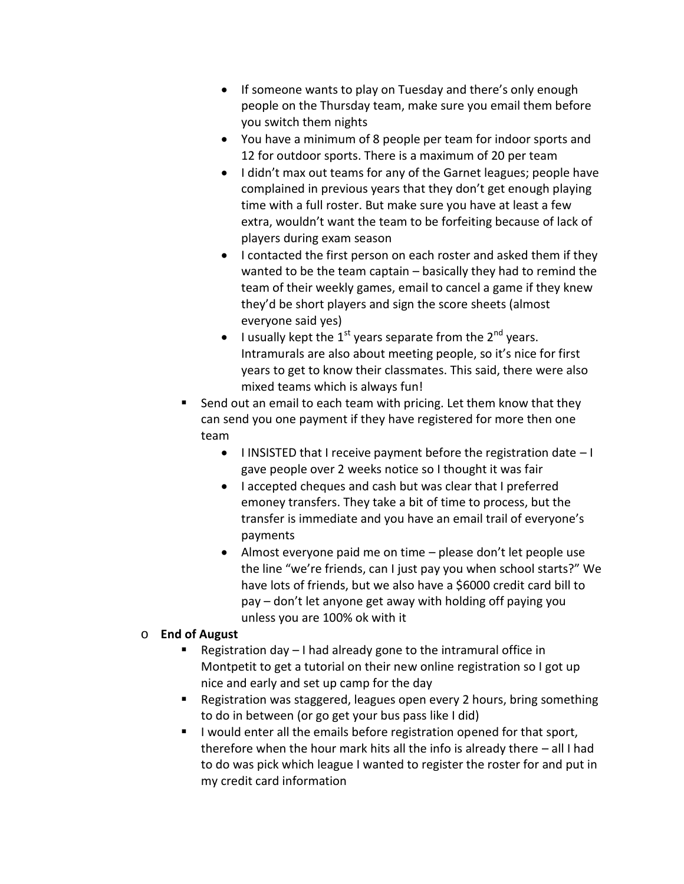- If someone wants to play on Tuesday and there's only enough people on the Thursday team, make sure you email them before you switch them nights
        - You have a minimum of 8 people per team for indoor sports and 12 for outdoor sports. There is a maximum of 20 per team
        - I didn't max out teams for any of the Garnet leagues; people have complained in previous years that they don't get enough playing time with a full roster. But make sure you have at least a few extra, wouldn't want the team to be forfeiting because of lack of players during exam season
        - I contacted the first person on each roster and asked them if they wanted to be the team captain – basically they had to remind the team of their weekly games, email to cancel a game if they knew they'd be short players and sign the score sheets (almost everyone said yes)
        - I usually kept the 1st years separate from the 2nd years. Intramurals are also about meeting people, so it's nice for first years to get to know their classmates. This said, there were also mixed teams which is always fun!
    - Send out an email to each team with pricing. Let them know that they can send you one payment if they have registered for more then one team
        - I INSISTED that I receive payment before the registration date – I gave people over 2 weeks notice so I thought it was fair
        - I accepted cheques and cash but was clear that I preferred emoney transfers. They take a bit of time to process, but the transfer is immediate and you have an email trail of everyone's payments
        - Almost everyone paid me on time – please don't let people use the line "we're friends, can I just pay you when school starts?" We have lots of friends, but we also have a $6000 credit card bill to pay – don't let anyone get away with holding off paying you unless you are 100% ok with it
- **End of August**
    - Registration day – I had already gone to the intramural office in Montpetit to get a tutorial on their new online registration so I got up nice and early and set up camp for the day
    - Registration was staggered, leagues open every 2 hours, bring something to do in between (or go get your bus pass like I did)
    - I would enter all the emails before registration opened for that sport, therefore when the hour mark hits all the info is already there – all I had to do was pick which league I wanted to register the roster for and put in my credit card information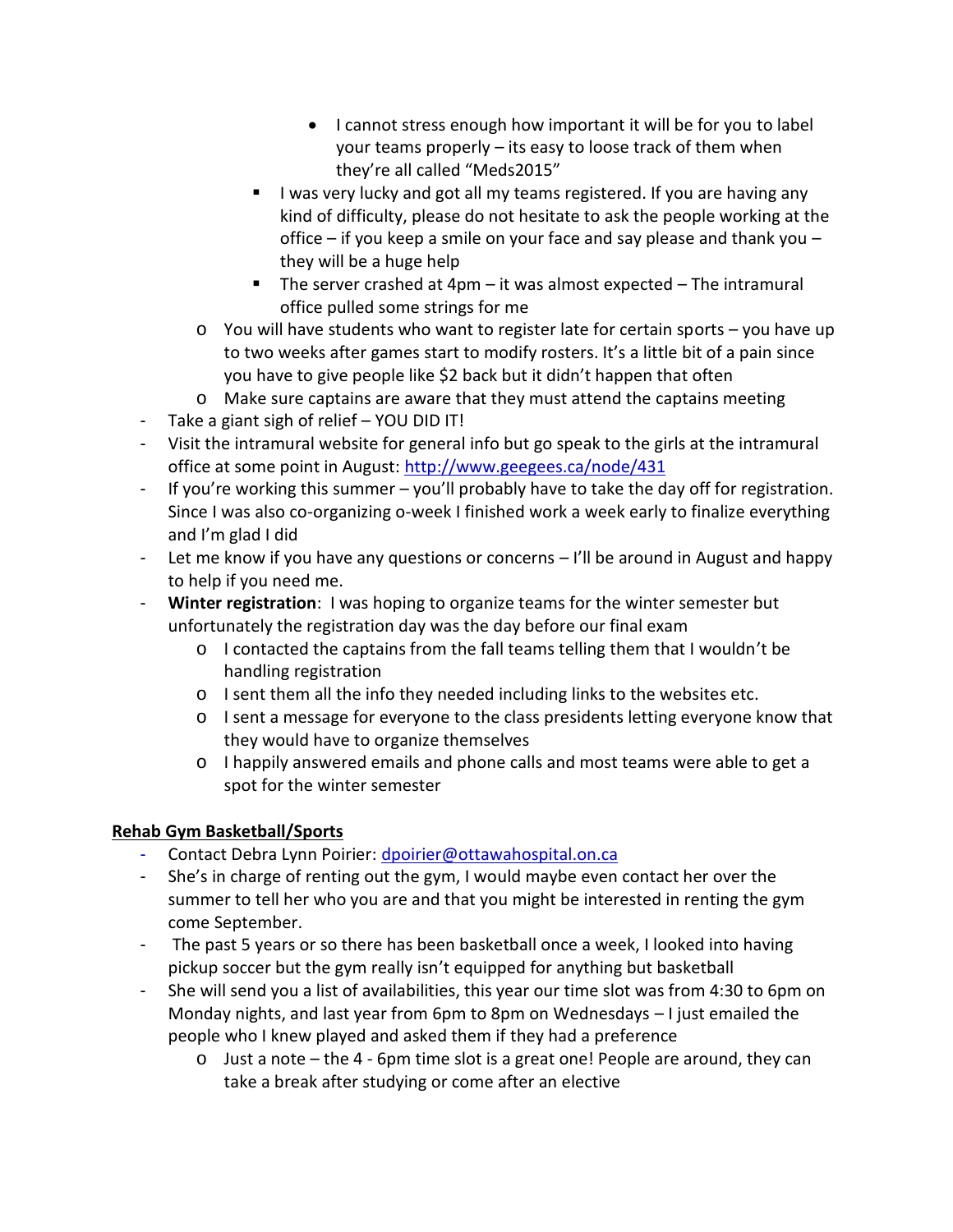- I cannot stress enough how important it will be for you to label your teams properly – its easy to loose track of them when they're all called "Meds2015"
    - I was very lucky and got all my teams registered. If you are having any kind of difficulty, please do not hesitate to ask the people working at the office – if you keep a smile on your face and say please and thank you – they will be a huge help
    - The server crashed at 4pm – it was almost expected – The intramural office pulled some strings for me
  - You will have students who want to register late for certain sports – you have up to two weeks after games start to modify rosters. It's a little bit of a pain since you have to give people like $2 back but it didn't happen that often
  - Make sure captains are aware that they must attend the captains meeting
- Take a giant sigh of relief – YOU DID IT!
- Visit the intramural website for general info but go speak to the girls at the intramural office at some point in August: http://www.geegees.ca/node/431
- If you're working this summer – you'll probably have to take the day off for registration. Since I was also co-organizing o-week I finished work a week early to finalize everything and I'm glad I did
- Let me know if you have any questions or concerns – I'll be around in August and happy to help if you need me.
- **Winter registration**: I was hoping to organize teams for the winter semester but unfortunately the registration day was the day before our final exam
  - I contacted the captains from the fall teams telling them that I wouldn't be handling registration
  - I sent them all the info they needed including links to the websites etc.
  - I sent a message for everyone to the class presidents letting everyone know that they would have to organize themselves
  - I happily answered emails and phone calls and most teams were able to get a spot for the winter semester

**Rehab Gym Basketball/Sports**

- Contact Debra Lynn Poirier: dpoirier@ottawahospital.on.ca
- She's in charge of renting out the gym, I would maybe even contact her over the summer to tell her who you are and that you might be interested in renting the gym come September.
- The past 5 years or so there has been basketball once a week, I looked into having pickup soccer but the gym really isn't equipped for anything but basketball
- She will send you a list of availabilities, this year our time slot was from 4:30 to 6pm on Monday nights, and last year from 6pm to 8pm on Wednesdays – I just emailed the people who I knew played and asked them if they had a preference
  - Just a note – the 4 - 6pm time slot is a great one! People are around, they can take a break after studying or come after an elective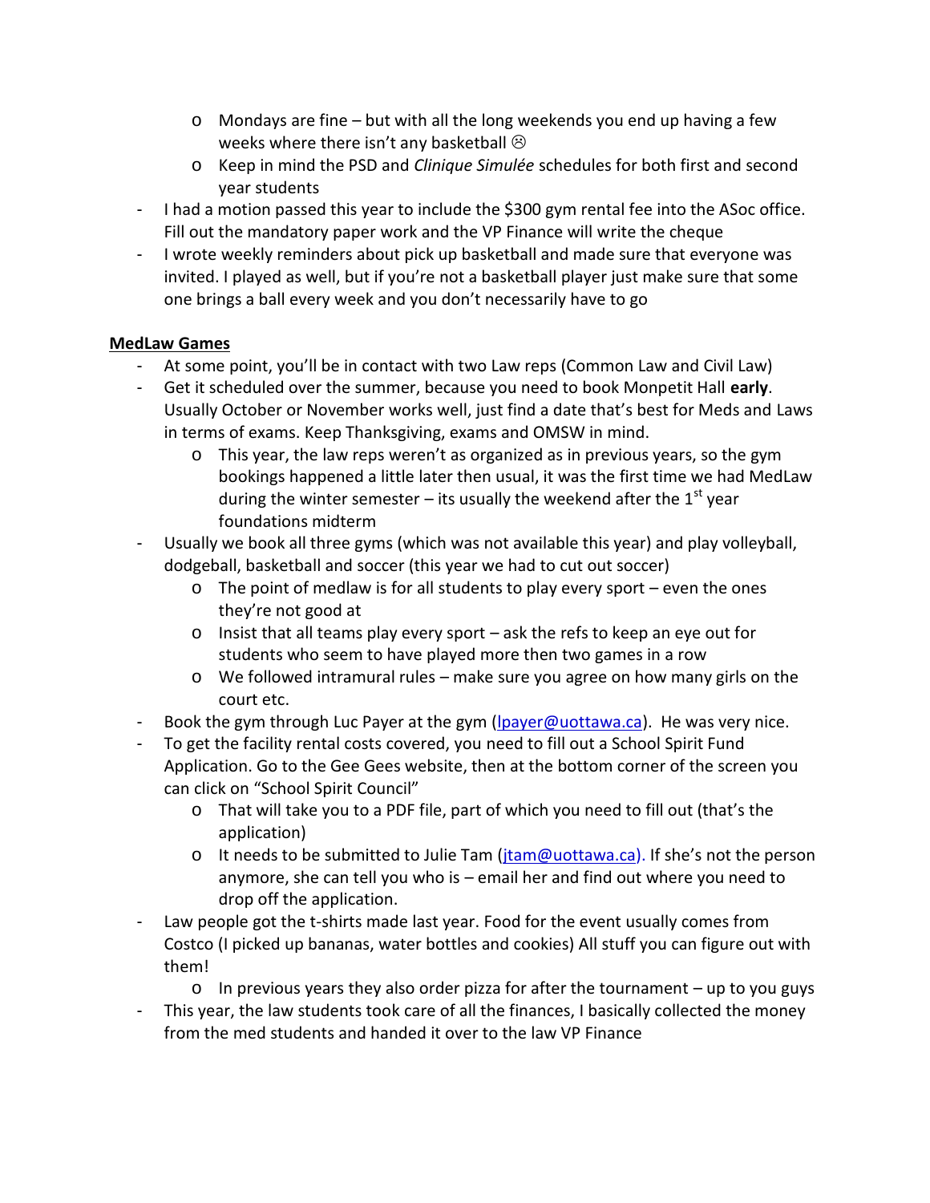- Mondays are fine – but with all the long weekends you end up having a few weeks where there isn't any basketball ☹
  - Keep in mind the PSD and *Clinique Simulée* schedules for both first and second year students
- I had a motion passed this year to include the $300 gym rental fee into the ASoc office. Fill out the mandatory paper work and the VP Finance will write the cheque
- I wrote weekly reminders about pick up basketball and made sure that everyone was invited. I played as well, but if you're not a basketball player just make sure that some one brings a ball every week and you don't necessarily have to go

**MedLaw Games**

- At some point, you'll be in contact with two Law reps (Common Law and Civil Law)
- Get it scheduled over the summer, because you need to book Monpetit Hall **early**. Usually October or November works well, just find a date that's best for Meds and Laws in terms of exams. Keep Thanksgiving, exams and OMSW in mind.
  - This year, the law reps weren't as organized as in previous years, so the gym bookings happened a little later then usual, it was the first time we had MedLaw during the winter semester – its usually the weekend after the 1st year foundations midterm
- Usually we book all three gyms (which was not available this year) and play volleyball, dodgeball, basketball and soccer (this year we had to cut out soccer)
  - The point of medlaw is for all students to play every sport – even the ones they're not good at
  - Insist that all teams play every sport – ask the refs to keep an eye out for students who seem to have played more then two games in a row
  - We followed intramural rules – make sure you agree on how many girls on the court etc.
- Book the gym through Luc Payer at the gym (lpayer@uottawa.ca). He was very nice.
- To get the facility rental costs covered, you need to fill out a School Spirit Fund Application. Go to the Gee Gees website, then at the bottom corner of the screen you can click on "School Spirit Council"
  - That will take you to a PDF file, part of which you need to fill out (that's the application)
  - It needs to be submitted to Julie Tam (jtam@uottawa.ca). If she's not the person anymore, she can tell you who is – email her and find out where you need to drop off the application.
- Law people got the t-shirts made last year. Food for the event usually comes from Costco (I picked up bananas, water bottles and cookies) All stuff you can figure out with them!
  - In previous years they also order pizza for after the tournament – up to you guys
- This year, the law students took care of all the finances, I basically collected the money from the med students and handed it over to the law VP Finance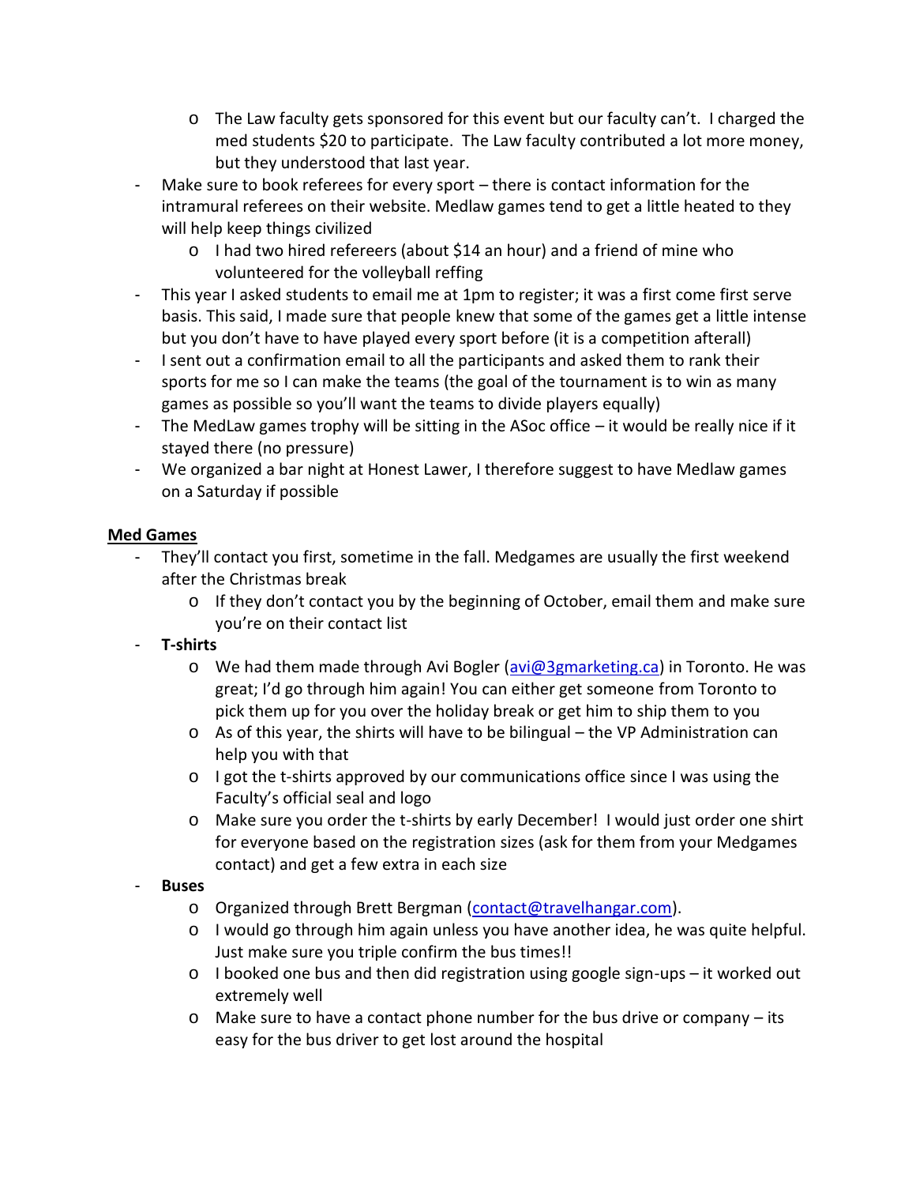- The Law faculty gets sponsored for this event but our faculty can't. I charged the med students $20 to participate. The Law faculty contributed a lot more money, but they understood that last year.
- Make sure to book referees for every sport – there is contact information for the intramural referees on their website. Medlaw games tend to get a little heated to they will help keep things civilized
    - I had two hired refereers (about $14 an hour) and a friend of mine who volunteered for the volleyball reffing
- This year I asked students to email me at 1pm to register; it was a first come first serve basis. This said, I made sure that people knew that some of the games get a little intense but you don't have to have played every sport before (it is a competition afterall)
- I sent out a confirmation email to all the participants and asked them to rank their sports for me so I can make the teams (the goal of the tournament is to win as many games as possible so you'll want the teams to divide players equally)
- The MedLaw games trophy will be sitting in the ASoc office – it would be really nice if it stayed there (no pressure)
- We organized a bar night at Honest Lawer, I therefore suggest to have Medlaw games on a Saturday if possible

<u>**Med Games**</u>

- They'll contact you first, sometime in the fall. Medgames are usually the first weekend after the Christmas break
    - If they don't contact you by the beginning of October, email them and make sure you're on their contact list
- **T-shirts**
    - We had them made through Avi Bogler (avi@3gmarketing.ca) in Toronto. He was great; I'd go through him again! You can either get someone from Toronto to pick them up for you over the holiday break or get him to ship them to you
    - As of this year, the shirts will have to be bilingual – the VP Administration can help you with that
    - I got the t-shirts approved by our communications office since I was using the Faculty's official seal and logo
    - Make sure you order the t-shirts by early December! I would just order one shirt for everyone based on the registration sizes (ask for them from your Medgames contact) and get a few extra in each size
- **Buses**
    - Organized through Brett Bergman (contact@travelhangar.com).
    - I would go through him again unless you have another idea, he was quite helpful. Just make sure you triple confirm the bus times!!
    - I booked one bus and then did registration using google sign-ups – it worked out extremely well
    - Make sure to have a contact phone number for the bus drive or company – its easy for the bus driver to get lost around the hospital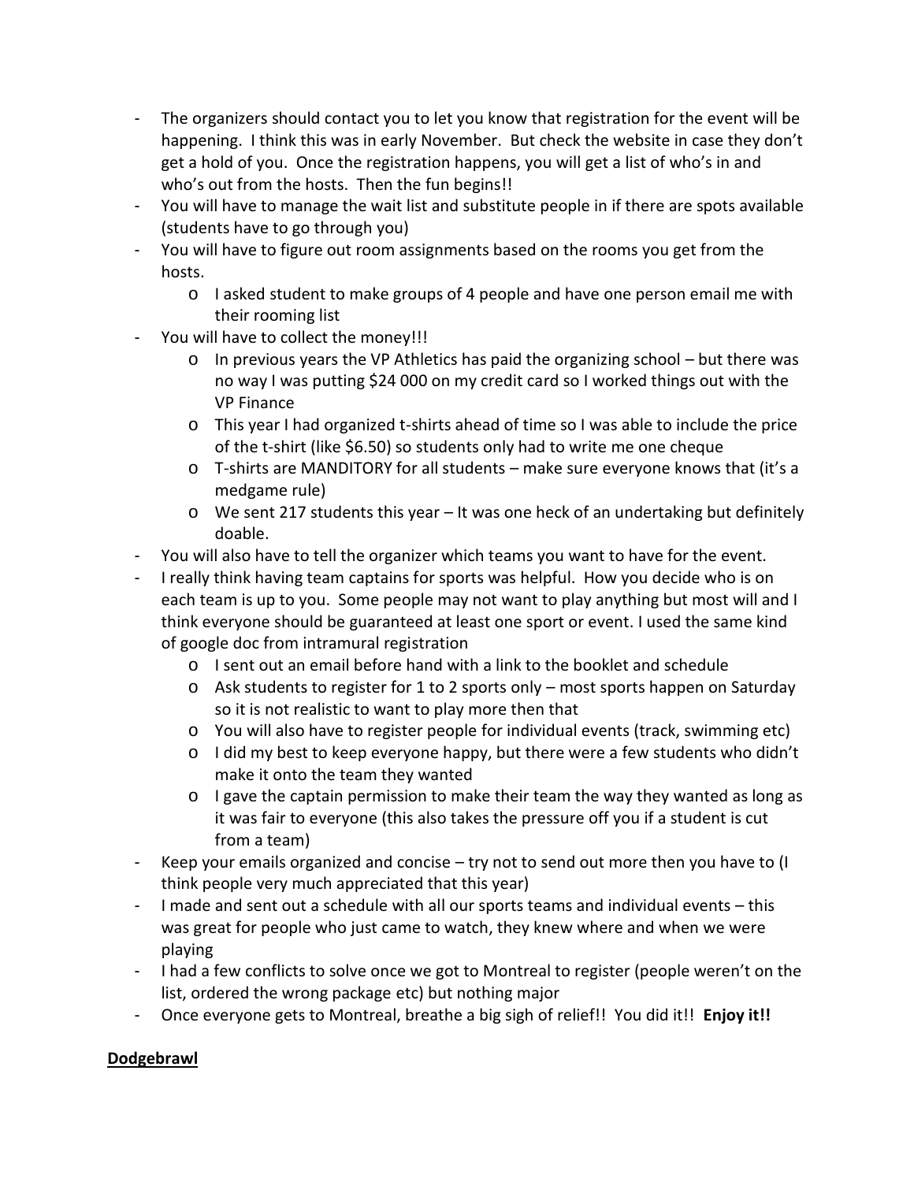- The organizers should contact you to let you know that registration for the event will be happening. I think this was in early November. But check the website in case they don't get a hold of you. Once the registration happens, you will get a list of who's in and who's out from the hosts. Then the fun begins!!
- You will have to manage the wait list and substitute people in if there are spots available (students have to go through you)
- You will have to figure out room assignments based on the rooms you get from the hosts.
    - I asked student to make groups of 4 people and have one person email me with their rooming list
- You will have to collect the money!!!
    - In previous years the VP Athletics has paid the organizing school – but there was no way I was putting $24 000 on my credit card so I worked things out with the VP Finance
    - This year I had organized t-shirts ahead of time so I was able to include the price of the t-shirt (like $6.50) so students only had to write me one cheque
    - T-shirts are MANDITORY for all students – make sure everyone knows that (it's a medgame rule)
    - We sent 217 students this year – It was one heck of an undertaking but definitely doable.
- You will also have to tell the organizer which teams you want to have for the event.
- I really think having team captains for sports was helpful. How you decide who is on each team is up to you. Some people may not want to play anything but most will and I think everyone should be guaranteed at least one sport or event. I used the same kind of google doc from intramural registration
    - I sent out an email before hand with a link to the booklet and schedule
    - Ask students to register for 1 to 2 sports only – most sports happen on Saturday so it is not realistic to want to play more then that
    - You will also have to register people for individual events (track, swimming etc)
    - I did my best to keep everyone happy, but there were a few students who didn't make it onto the team they wanted
    - I gave the captain permission to make their team the way they wanted as long as it was fair to everyone (this also takes the pressure off you if a student is cut from a team)
- Keep your emails organized and concise – try not to send out more then you have to (I think people very much appreciated that this year)
- I made and sent out a schedule with all our sports teams and individual events – this was great for people who just came to watch, they knew where and when we were playing
- I had a few conflicts to solve once we got to Montreal to register (people weren't on the list, ordered the wrong package etc) but nothing major
- Once everyone gets to Montreal, breathe a big sigh of relief!! You did it!! **Enjoy it!!**

**<u>Dodgebrawl</u>**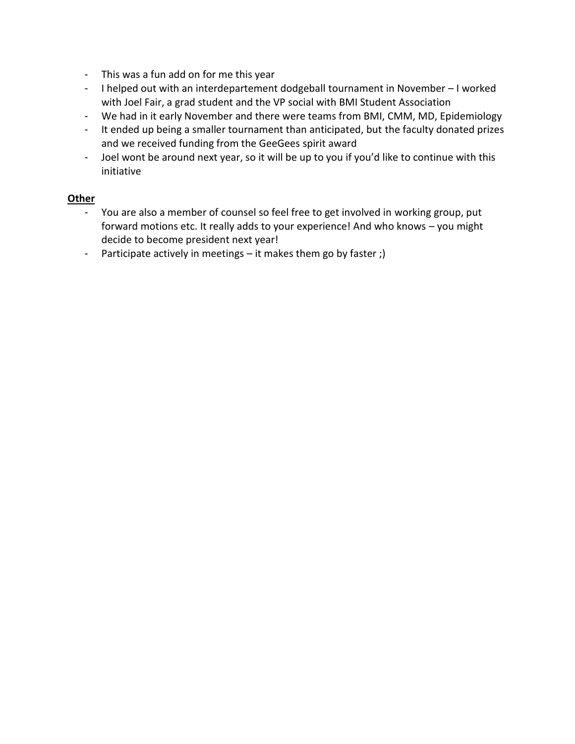- This was a fun add on for me this year
- I helped out with an interdepartement dodgeball tournament in November – I worked with Joel Fair, a grad student and the VP social with BMI Student Association
- We had in it early November and there were teams from BMI, CMM, MD, Epidemiology
- It ended up being a smaller tournament than anticipated, but the faculty donated prizes and we received funding from the GeeGees spirit award
- Joel wont be around next year, so it will be up to you if you'd like to continue with this initiative

**Other**

- You are also a member of counsel so feel free to get involved in working group, put forward motions etc. It really adds to your experience! And who knows – you might decide to become president next year!
- Participate actively in meetings – it makes them go by faster ;)